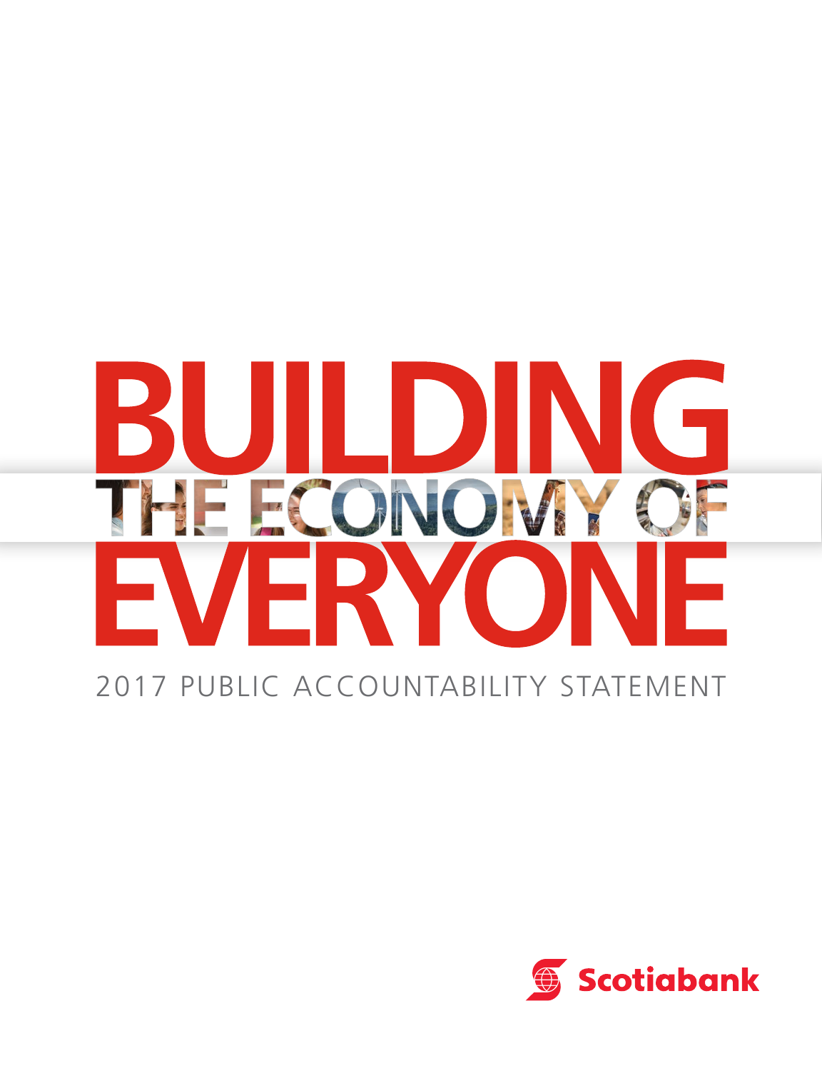# BUILDING THE ECONOMY OF EVERYONE

## 2017 PUBLIC ACCOUNTABILITY STATEMENT

Scotiabank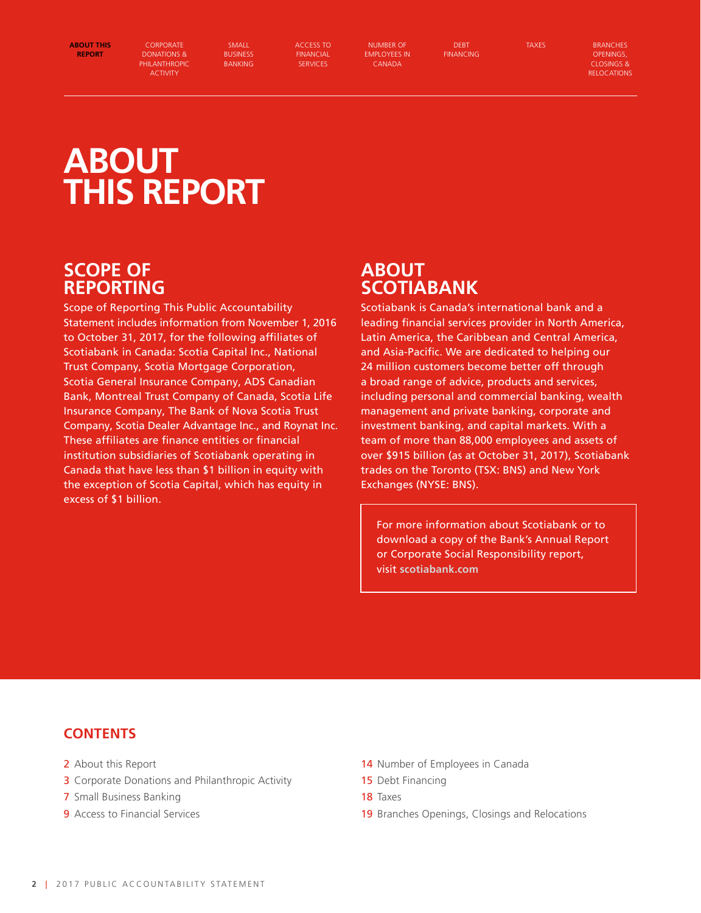# ABOUT THIS REPORT

## SCOPE OF REPORTING

Scope of Reporting This Public Accountability Statement includes information from November 1, 2016 to October 31, 2017, for the following affiliates of Scotiabank in Canada: Scotia Capital Inc., National Trust Company, Scotia Mortgage Corporation, Scotia General Insurance Company, ADS Canadian Bank, Montreal Trust Company of Canada, Scotia Life Insurance Company, The Bank of Nova Scotia Trust Company, Scotia Dealer Advantage Inc., and Roynat Inc. These affiliates are finance entities or financial institution subsidiaries of Scotiabank operating in Canada that have less than $1 billion in equity with the exception of Scotia Capital, which has equity in excess of $1 billion.

## ABOUT SCOTIABANK

Scotiabank is Canada's international bank and a leading financial services provider in North America, Latin America, the Caribbean and Central America, and Asia-Pacific. We are dedicated to helping our 24 million customers become better off through a broad range of advice, products and services, including personal and commercial banking, wealth management and private banking, corporate and investment banking, and capital markets. With a team of more than 88,000 employees and assets of over $915 billion (as at October 31, 2017), Scotiabank trades on the Toronto (TSX: BNS) and New York Exchanges (NYSE: BNS).

For more information about Scotiabank or to download a copy of the Bank's Annual Report or Corporate Social Responsibility report, visit **scotiabank.com**

## CONTENTS

- 2 About this Report
- 3 Corporate Donations and Philanthropic Activity
- 7 Small Business Banking
- 9 Access to Financial Services
- 14 Number of Employees in Canada
- 15 Debt Financing
- 18 Taxes
- 19 Branches Openings, Closings and Relocations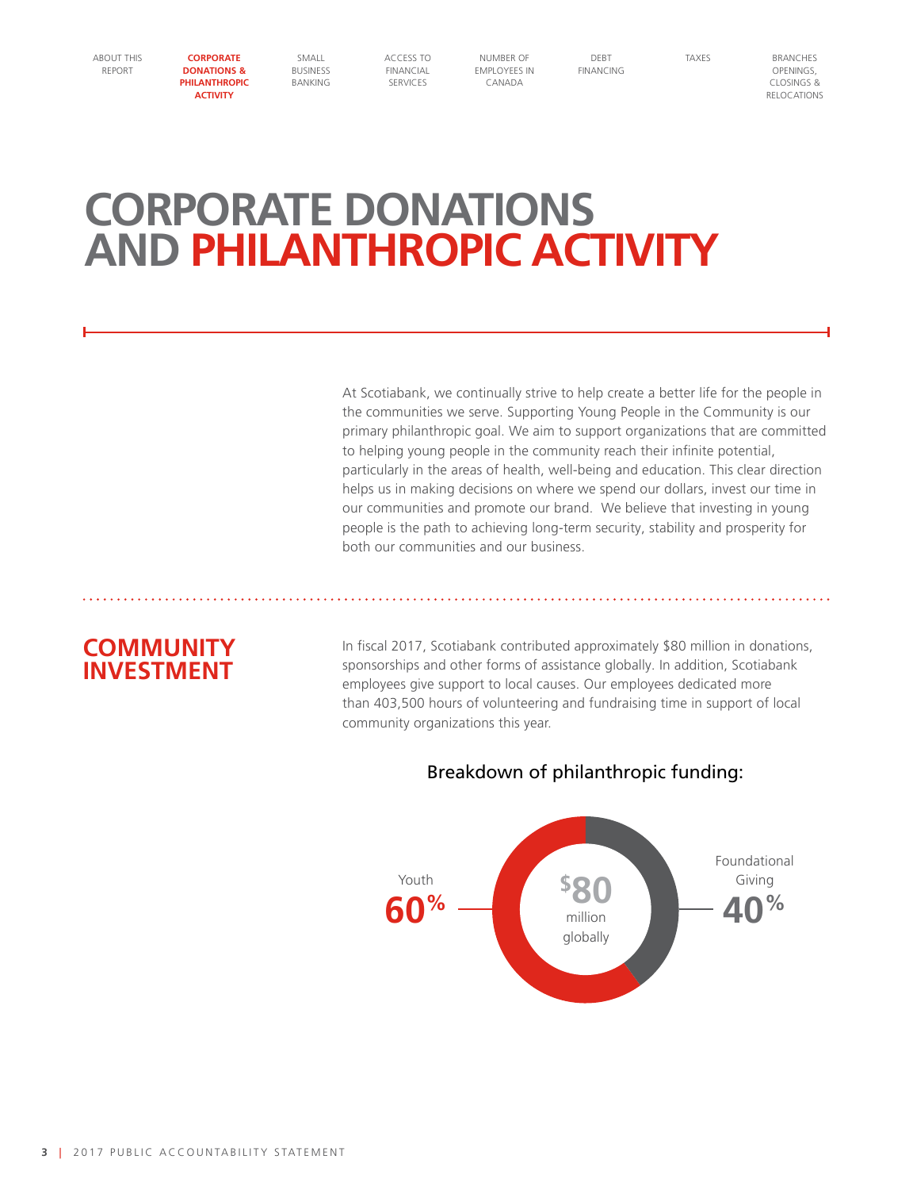# CORPORATE DONATIONS AND PHILANTHROPIC ACTIVITY

At Scotiabank, we continually strive to help create a better life for the people in the communities we serve. Supporting Young People in the Community is our primary philanthropic goal. We aim to support organizations that are committed to helping young people in the community reach their infinite potential, particularly in the areas of health, well-being and education. This clear direction helps us in making decisions on where we spend our dollars, invest our time in our communities and promote our brand. We believe that investing in young people is the path to achieving long-term security, stability and prosperity for both our communities and our business.

## COMMUNITY INVESTMENT

In fiscal 2017, Scotiabank contributed approximately $80 million in donations, sponsorships and other forms of assistance globally. In addition, Scotiabank employees give support to local causes. Our employees dedicated more than 403,500 hours of volunteering and fundraising time in support of local community organizations this year.

Breakdown of philanthropic funding:

$80 million globally

Youth 60%

Foundational Giving 40%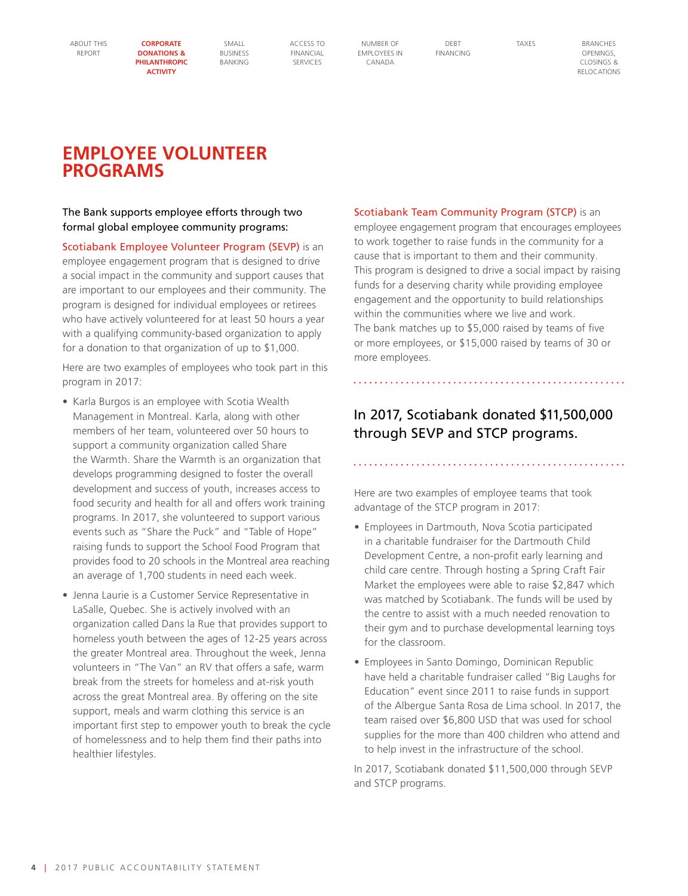# EMPLOYEE VOLUNTEER PROGRAMS

The Bank supports employee efforts through two formal global employee community programs:

**Scotiabank Employee Volunteer Program (SEVP)** is an employee engagement program that is designed to drive a social impact in the community and support causes that are important to our employees and their community. The program is designed for individual employees or retirees who have actively volunteered for at least 50 hours a year with a qualifying community-based organization to apply for a donation to that organization of up to $1,000.

Here are two examples of employees who took part in this program in 2017:

- Karla Burgos is an employee with Scotia Wealth Management in Montreal. Karla, along with other members of her team, volunteered over 50 hours to support a community organization called Share the Warmth. Share the Warmth is an organization that develops programming designed to foster the overall development and success of youth, increases access to food security and health for all and offers work training programs. In 2017, she volunteered to support various events such as "Share the Puck" and "Table of Hope" raising funds to support the School Food Program that provides food to 20 schools in the Montreal area reaching an average of 1,700 students in need each week.
- Jenna Laurie is a Customer Service Representative in LaSalle, Quebec. She is actively involved with an organization called Dans la Rue that provides support to homeless youth between the ages of 12-25 years across the greater Montreal area. Throughout the week, Jenna volunteers in "The Van" an RV that offers a safe, warm break from the streets for homeless and at-risk youth across the great Montreal area. By offering on the site support, meals and warm clothing this service is an important first step to empower youth to break the cycle of homelessness and to help them find their paths into healthier lifestyles.

**Scotiabank Team Community Program (STCP)** is an employee engagement program that encourages employees to work together to raise funds in the community for a cause that is important to them and their community. This program is designed to drive a social impact by raising funds for a deserving charity while providing employee engagement and the opportunity to build relationships within the communities where we live and work. The bank matches up to $5,000 raised by teams of five or more employees, or $15,000 raised by teams of 30 or more employees.

> In 2017, Scotiabank donated $11,500,000 through SEVP and STCP programs.

Here are two examples of employee teams that took advantage of the STCP program in 2017:

- Employees in Dartmouth, Nova Scotia participated in a charitable fundraiser for the Dartmouth Child Development Centre, a non-profit early learning and child care centre. Through hosting a Spring Craft Fair Market the employees were able to raise $2,847 which was matched by Scotiabank. The funds will be used by the centre to assist with a much needed renovation to their gym and to purchase developmental learning toys for the classroom.
- Employees in Santo Domingo, Dominican Republic have held a charitable fundraiser called "Big Laughs for Education" event since 2011 to raise funds in support of the Albergue Santa Rosa de Lima school. In 2017, the team raised over $6,800 USD that was used for school supplies for the more than 400 children who attend and to help invest in the infrastructure of the school.

In 2017, Scotiabank donated $11,500,000 through SEVP and STCP programs.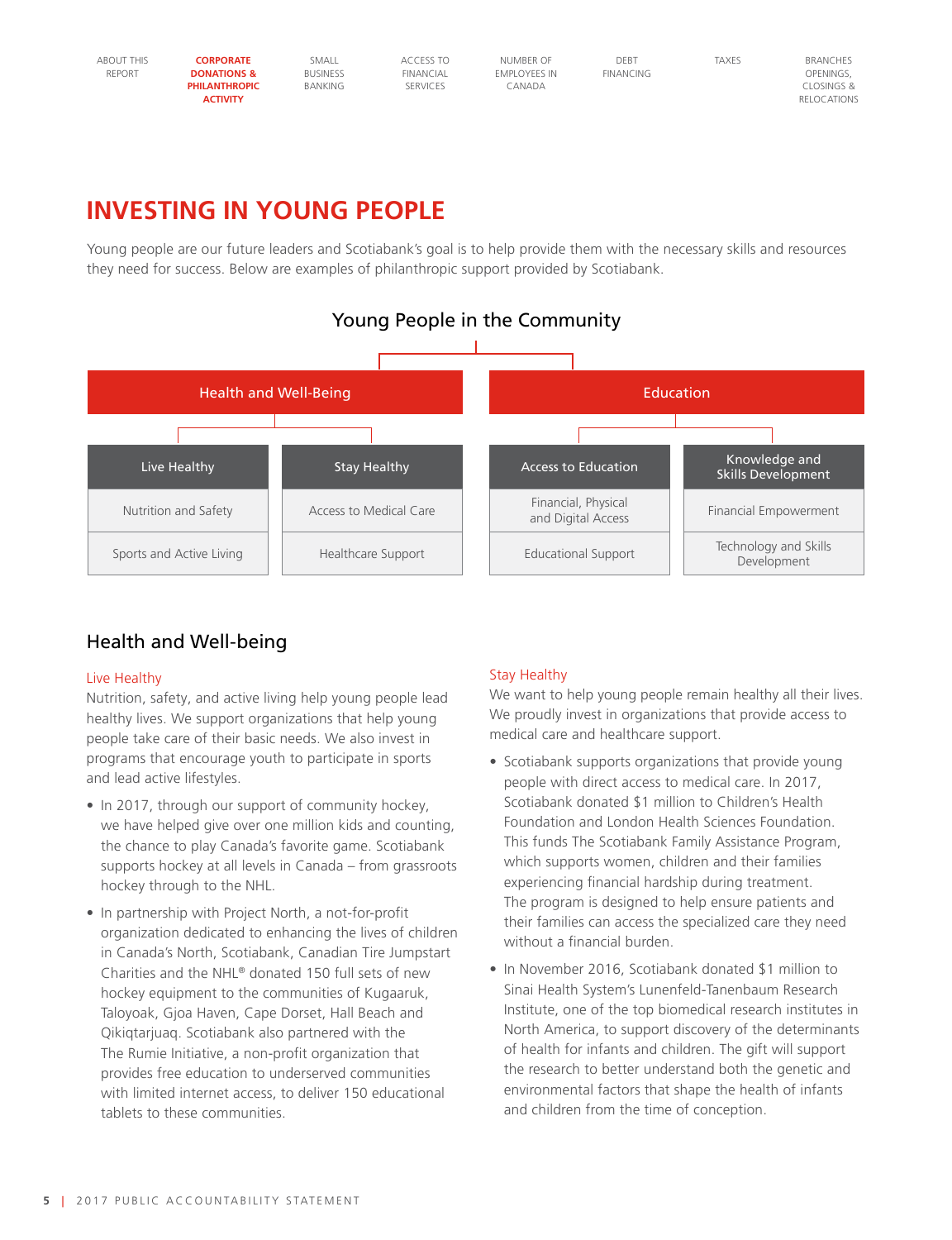# INVESTING IN YOUNG PEOPLE

Young people are our future leaders and Scotiabank's goal is to help provide them with the necessary skills and resources they need for success. Below are examples of philanthropic support provided by Scotiabank.

### Young People in the Community

| Health and Well-Being | | Education | |
|---|---|---|---|
| Live Healthy | Stay Healthy | Access to Education | Knowledge and Skills Development |
| Nutrition and Safety | Access to Medical Care | Financial, Physical and Digital Access | Financial Empowerment |
| Sports and Active Living | Healthcare Support | Educational Support | Technology and Skills Development |

## Health and Well-being

### Live Healthy

Nutrition, safety, and active living help young people lead healthy lives. We support organizations that help young people take care of their basic needs. We also invest in programs that encourage youth to participate in sports and lead active lifestyles.

- In 2017, through our support of community hockey, we have helped give over one million kids and counting, the chance to play Canada's favorite game. Scotiabank supports hockey at all levels in Canada – from grassroots hockey through to the NHL.
- In partnership with Project North, a not-for-profit organization dedicated to enhancing the lives of children in Canada's North, Scotiabank, Canadian Tire Jumpstart Charities and the NHL® donated 150 full sets of new hockey equipment to the communities of Kugaaruk, Taloyoak, Gjoa Haven, Cape Dorset, Hall Beach and Qikiqtarjuaq. Scotiabank also partnered with the The Rumie Initiative, a non-profit organization that provides free education to underserved communities with limited internet access, to deliver 150 educational tablets to these communities.

### Stay Healthy

We want to help young people remain healthy all their lives. We proudly invest in organizations that provide access to medical care and healthcare support.

- Scotiabank supports organizations that provide young people with direct access to medical care. In 2017, Scotiabank donated $1 million to Children's Health Foundation and London Health Sciences Foundation. This funds The Scotiabank Family Assistance Program, which supports women, children and their families experiencing financial hardship during treatment. The program is designed to help ensure patients and their families can access the specialized care they need without a financial burden.
- In November 2016, Scotiabank donated $1 million to Sinai Health System's Lunenfeld-Tanenbaum Research Institute, one of the top biomedical research institutes in North America, to support discovery of the determinants of health for infants and children. The gift will support the research to better understand both the genetic and environmental factors that shape the health of infants and children from the time of conception.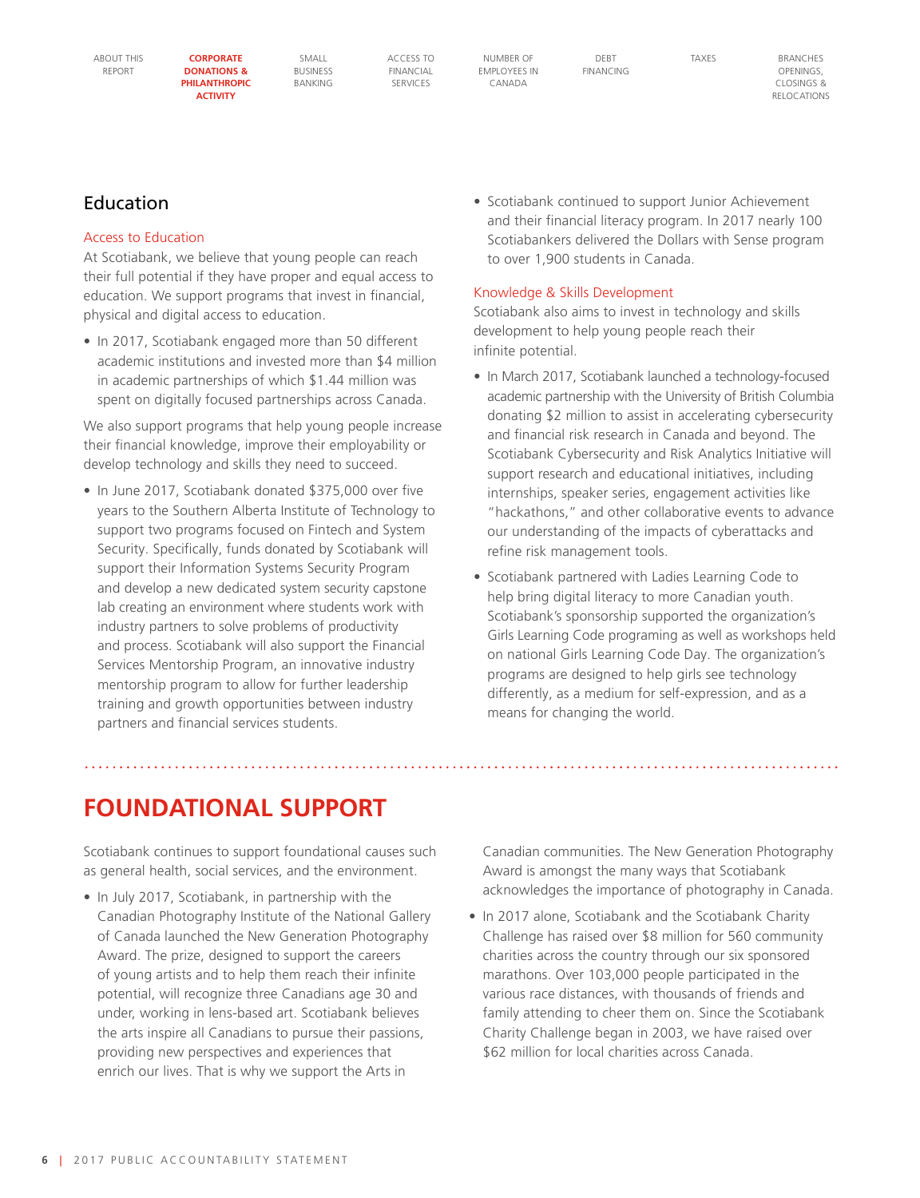## Education

### Access to Education

At Scotiabank, we believe that young people can reach their full potential if they have proper and equal access to education. We support programs that invest in financial, physical and digital access to education.

- In 2017, Scotiabank engaged more than 50 different academic institutions and invested more than $4 million in academic partnerships of which $1.44 million was spent on digitally focused partnerships across Canada.

We also support programs that help young people increase their financial knowledge, improve their employability or develop technology and skills they need to succeed.

- In June 2017, Scotiabank donated $375,000 over five years to the Southern Alberta Institute of Technology to support two programs focused on Fintech and System Security. Specifically, funds donated by Scotiabank will support their Information Systems Security Program and develop a new dedicated system security capstone lab creating an environment where students work with industry partners to solve problems of productivity and process. Scotiabank will also support the Financial Services Mentorship Program, an innovative industry mentorship program to allow for further leadership training and growth opportunities between industry partners and financial services students.
- Scotiabank continued to support Junior Achievement and their financial literacy program. In 2017 nearly 100 Scotiabankers delivered the Dollars with Sense program to over 1,900 students in Canada.

### Knowledge & Skills Development

Scotiabank also aims to invest in technology and skills development to help young people reach their infinite potential.

- In March 2017, Scotiabank launched a technology-focused academic partnership with the University of British Columbia donating $2 million to assist in accelerating cybersecurity and financial risk research in Canada and beyond. The Scotiabank Cybersecurity and Risk Analytics Initiative will support research and educational initiatives, including internships, speaker series, engagement activities like "hackathons," and other collaborative events to advance our understanding of the impacts of cyberattacks and refine risk management tools.
- Scotiabank partnered with Ladies Learning Code to help bring digital literacy to more Canadian youth. Scotiabank's sponsorship supported the organization's Girls Learning Code programing as well as workshops held on national Girls Learning Code Day. The organization's programs are designed to help girls see technology differently, as a medium for self-expression, and as a means for changing the world.

# FOUNDATIONAL SUPPORT

Scotiabank continues to support foundational causes such as general health, social services, and the environment.

- In July 2017, Scotiabank, in partnership with the Canadian Photography Institute of the National Gallery of Canada launched the New Generation Photography Award. The prize, designed to support the careers of young artists and to help them reach their infinite potential, will recognize three Canadians age 30 and under, working in lens-based art. Scotiabank believes the arts inspire all Canadians to pursue their passions, providing new perspectives and experiences that enrich our lives. That is why we support the Arts in Canadian communities. The New Generation Photography Award is amongst the many ways that Scotiabank acknowledges the importance of photography in Canada.
- In 2017 alone, Scotiabank and the Scotiabank Charity Challenge has raised over $8 million for 560 community charities across the country through our six sponsored marathons. Over 103,000 people participated in the various race distances, with thousands of friends and family attending to cheer them on. Since the Scotiabank Charity Challenge began in 2003, we have raised over $62 million for local charities across Canada.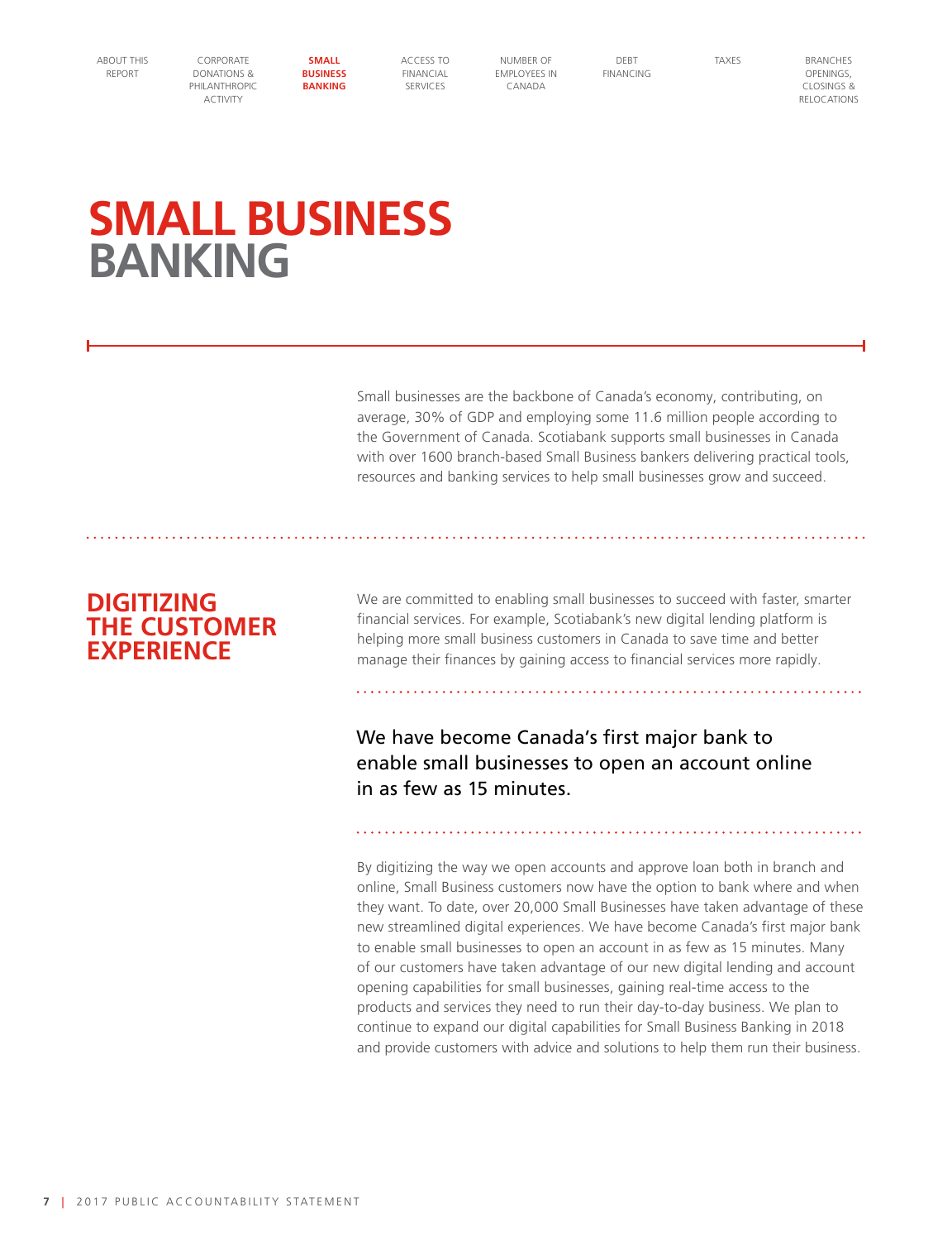# SMALL BUSINESS BANKING

Small businesses are the backbone of Canada's economy, contributing, on average, 30% of GDP and employing some 11.6 million people according to the Government of Canada. Scotiabank supports small businesses in Canada with over 1600 branch-based Small Business bankers delivering practical tools, resources and banking services to help small businesses grow and succeed.

## DIGITIZING THE CUSTOMER EXPERIENCE

We are committed to enabling small businesses to succeed with faster, smarter financial services. For example, Scotiabank's new digital lending platform is helping more small business customers in Canada to save time and better manage their finances by gaining access to financial services more rapidly.

We have become Canada's first major bank to enable small businesses to open an account online in as few as 15 minutes.

By digitizing the way we open accounts and approve loan both in branch and online, Small Business customers now have the option to bank where and when they want. To date, over 20,000 Small Businesses have taken advantage of these new streamlined digital experiences. We have become Canada's first major bank to enable small businesses to open an account in as few as 15 minutes. Many of our customers have taken advantage of our new digital lending and account opening capabilities for small businesses, gaining real-time access to the products and services they need to run their day-to-day business. We plan to continue to expand our digital capabilities for Small Business Banking in 2018 and provide customers with advice and solutions to help them run their business.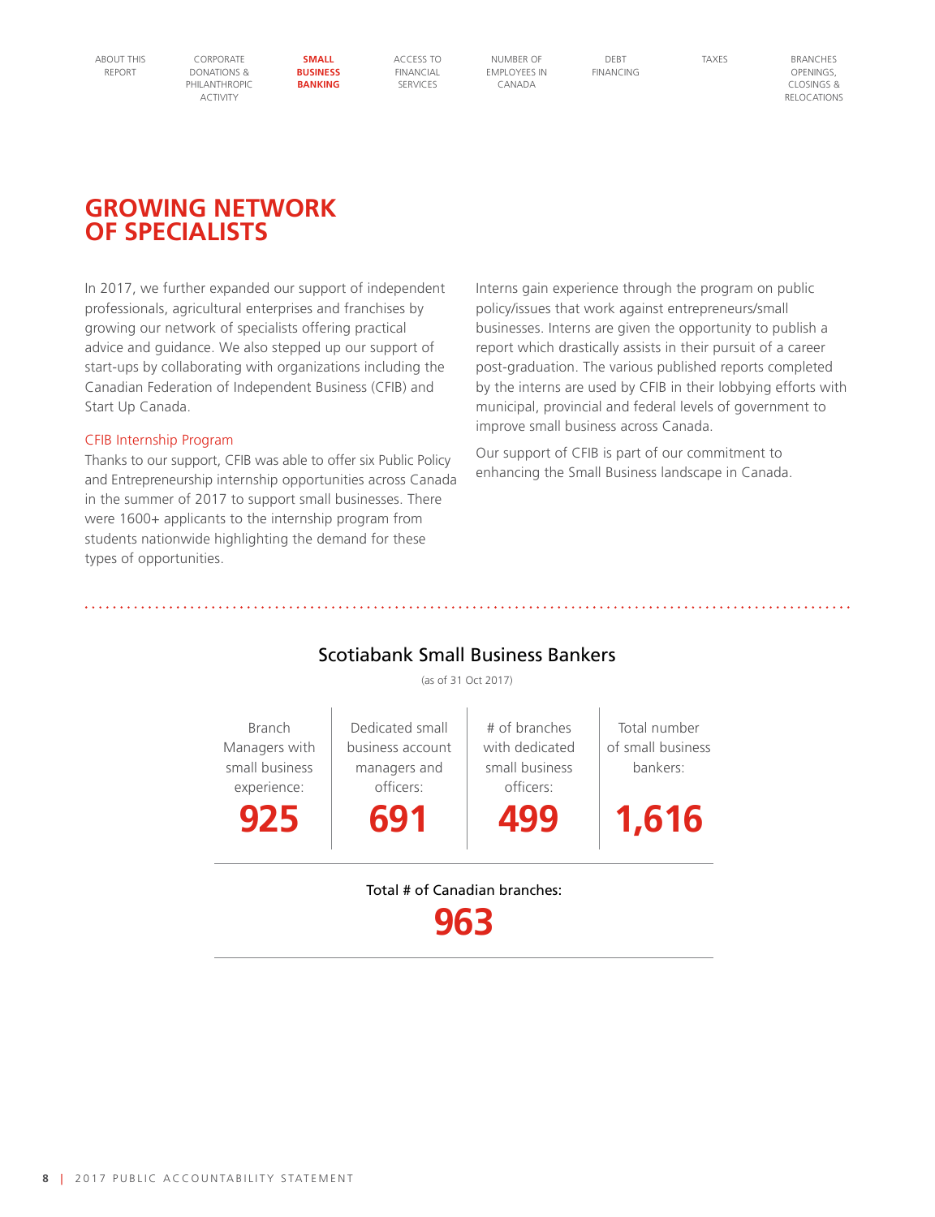# GROWING NETWORK OF SPECIALISTS

In 2017, we further expanded our support of independent professionals, agricultural enterprises and franchises by growing our network of specialists offering practical advice and guidance. We also stepped up our support of start-ups by collaborating with organizations including the Canadian Federation of Independent Business (CFIB) and Start Up Canada.

### CFIB Internship Program

Thanks to our support, CFIB was able to offer six Public Policy and Entrepreneurship internship opportunities across Canada in the summer of 2017 to support small businesses. There were 1600+ applicants to the internship program from students nationwide highlighting the demand for these types of opportunities.

Interns gain experience through the program on public policy/issues that work against entrepreneurs/small businesses. Interns are given the opportunity to publish a report which drastically assists in their pursuit of a career post-graduation. The various published reports completed by the interns are used by CFIB in their lobbying efforts with municipal, provincial and federal levels of government to improve small business across Canada.

Our support of CFIB is part of our commitment to enhancing the Small Business landscape in Canada.

## Scotiabank Small Business Bankers

(as of 31 Oct 2017)

| Branch Managers with small business experience: | Dedicated small business account managers and officers: | # of branches with dedicated small business officers: | Total number of small business bankers: |
|---|---|---|---|
| **925** | **691** | **499** | **1,616** |

Total # of Canadian branches:

**963**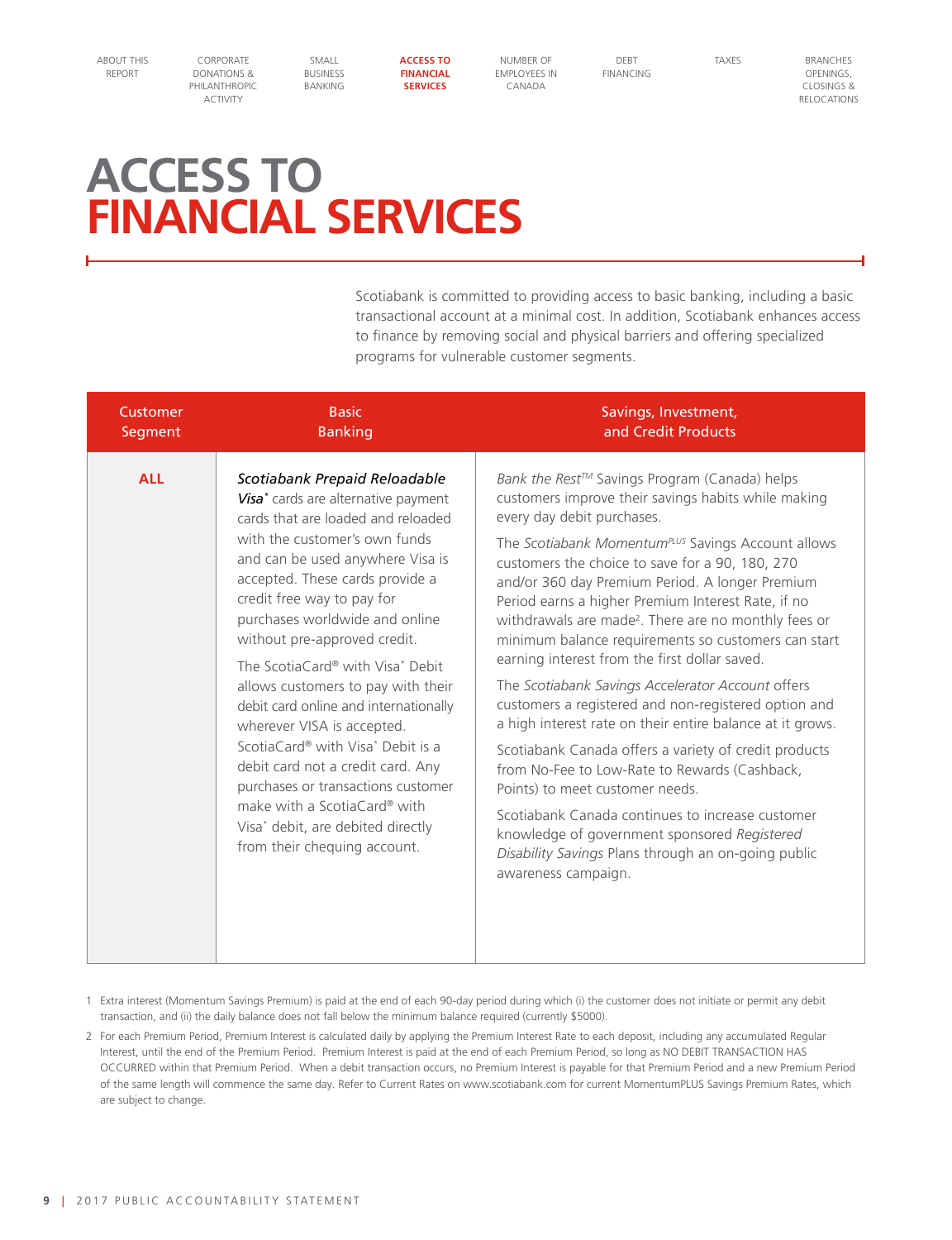# ACCESS TO FINANCIAL SERVICES

Scotiabank is committed to providing access to basic banking, including a basic transactional account at a minimal cost. In addition, Scotiabank enhances access to finance by removing social and physical barriers and offering specialized programs for vulnerable customer segments.

| Customer Segment | Basic Banking | Savings, Investment, and Credit Products |
|---|---|---|
| **ALL** | ***Scotiabank Prepaid Reloadable Visa**** cards are alternative payment cards that are loaded and reloaded with the customer's own funds and can be used anywhere Visa is accepted. These cards provide a credit free way to pay for purchases worldwide and online without pre-approved credit.<br><br>The ScotiaCard® with Visa* Debit allows customers to pay with their debit card online and internationally wherever VISA is accepted. ScotiaCard® with Visa* Debit is a debit card not a credit card. Any purchases or transactions customer make with a ScotiaCard® with Visa* debit, are debited directly from their chequing account. | *Bank the Rest*™ Savings Program (Canada) helps customers improve their savings habits while making every day debit purchases.<br><br>The *Scotiabank Momentum*PLUS Savings Account allows customers the choice to save for a 90, 180, 270 and/or 360 day Premium Period. A longer Premium Period earns a higher Premium Interest Rate, if no withdrawals are made[2]. There are no monthly fees or minimum balance requirements so customers can start earning interest from the first dollar saved.<br><br>The *Scotiabank Savings Accelerator Account* offers customers a registered and non-registered option and a high interest rate on their entire balance at it grows.<br><br>Scotiabank Canada offers a variety of credit products from No-Fee to Low-Rate to Rewards (Cashback, Points) to meet customer needs.<br><br>Scotiabank Canada continues to increase customer knowledge of government sponsored *Registered Disability Savings* Plans through an on-going public awareness campaign. |

1 Extra interest (Momentum Savings Premium) is paid at the end of each 90-day period during which (i) the customer does not initiate or permit any debit transaction, and (ii) the daily balance does not fall below the minimum balance required (currently $5000).

2 For each Premium Period, Premium Interest is calculated daily by applying the Premium Interest Rate to each deposit, including any accumulated Regular Interest, until the end of the Premium Period. Premium Interest is paid at the end of each Premium Period, so long as NO DEBIT TRANSACTION HAS OCCURRED within that Premium Period. When a debit transaction occurs, no Premium Interest is payable for that Premium Period and a new Premium Period of the same length will commence the same day. Refer to Current Rates on www.scotiabank.com for current MomentumPLUS Savings Premium Rates, which are subject to change.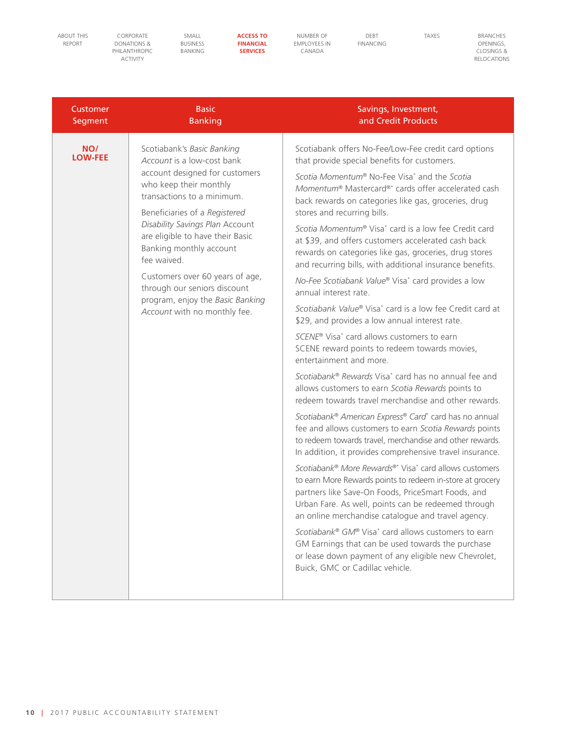| Customer Segment | Basic Banking | Savings, Investment, and Credit Products |
|---|---|---|
| **NO/ LOW-FEE** | Scotiabank's *Basic Banking Account* is a low-cost bank account designed for customers who keep their monthly transactions to a minimum.<br><br>Beneficiaries of a *Registered Disability Savings Plan* Account are eligible to have their Basic Banking monthly account fee waived.<br><br>Customers over 60 years of age, through our seniors discount program, enjoy the *Basic Banking Account* with no monthly fee. | Scotiabank offers No-Fee/Low-Fee credit card options that provide special benefits for customers.<br><br>*Scotia Momentum*® No-Fee Visa* and the *Scotia Momentum*® Mastercard®* cards offer accelerated cash back rewards on categories like gas, groceries, drug stores and recurring bills.<br><br>*Scotia Momentum*® Visa* card is a low fee Credit card at $39, and offers customers accelerated cash back rewards on categories like gas, groceries, drug stores and recurring bills, with additional insurance benefits.<br><br>*No-Fee Scotiabank Value*® Visa* card provides a low annual interest rate.<br><br>*Scotiabank Value*® Visa* card is a low fee Credit card at $29, and provides a low annual interest rate.<br><br>*SCENE*® Visa* card allows customers to earn SCENE reward points to redeem towards movies, entertainment and more.<br><br>*Scotiabank® Rewards* Visa* card has no annual fee and allows customers to earn *Scotia Rewards* points to redeem towards travel merchandise and other rewards.<br><br>*Scotiabank® American Express® Card** card has no annual fee and allows customers to earn *Scotia Rewards* points to redeem towards travel, merchandise and other rewards. In addition, it provides comprehensive travel insurance.<br><br>*Scotiabank® More Rewards®** Visa* card allows customers to earn More Rewards points to redeem in-store at grocery partners like Save-On Foods, PriceSmart Foods, and Urban Fare. As well, points can be redeemed through an online merchandise catalogue and travel agency.<br><br>*Scotiabank® GM*® Visa* card allows customers to earn GM Earnings that can be used towards the purchase or lease down payment of any eligible new Chevrolet, Buick, GMC or Cadillac vehicle. |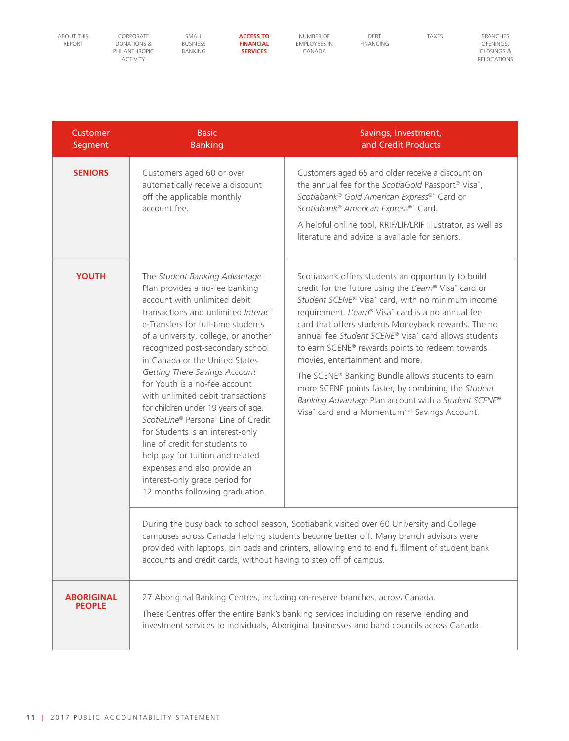| Customer Segment | Basic Banking | Savings, Investment, and Credit Products |
|---|---|---|
| **SENIORS** | Customers aged 60 or over automatically receive a discount off the applicable monthly account fee. | Customers aged 65 and older receive a discount on the annual fee for the *ScotiaGold* Passport® Visa*, *Scotiabank® Gold American Express*®* Card or *Scotiabank® American Express*®* Card.<br><br>A helpful online tool, RRIF/LIF/LRIF illustrator, as well as literature and advice is available for seniors. |
| **YOUTH** | The *Student Banking Advantage* Plan provides a no-fee banking account with unlimited debit transactions and unlimited *Interac* e-Transfers for full-time students of a university, college, or another recognized post-secondary school in Canada or the United States. *Getting There Savings Account* for Youth is a no-fee account with unlimited debit transactions for children under 19 years of age. *ScotiaLine*® Personal Line of Credit for Students is an interest-only line of credit for students to help pay for tuition and related expenses and also provide an interest-only grace period for 12 months following graduation. | Scotiabank offers students an opportunity to build credit for the future using the *L'earn*® Visa* card or *Student SCENE*® Visa* card, with no minimum income requirement. *L'earn*® Visa* card is a no annual fee card that offers students Moneyback rewards. The no annual fee *Student SCENE*® Visa* card allows students to earn SCENE® rewards points to redeem towards movies, entertainment and more.<br><br>The SCENE® Banking Bundle allows students to earn more SCENE points faster, by combining the *Student Banking Advantage* Plan account with a *Student SCENE*® Visa* card and a Momentum[Plus] Savings Account. |
| | During the busy back to school season, Scotiabank visited over 60 University and College campuses across Canada helping students become better off. Many branch advisors were provided with laptops, pin pads and printers, allowing end to end fulfilment of student bank accounts and credit cards, without having to step off of campus. | |
| **ABORIGINAL PEOPLE** | 27 Aboriginal Banking Centres, including on-reserve branches, across Canada.<br><br>These Centres offer the entire Bank's banking services including on reserve lending and investment services to individuals, Aboriginal businesses and band councils across Canada. | |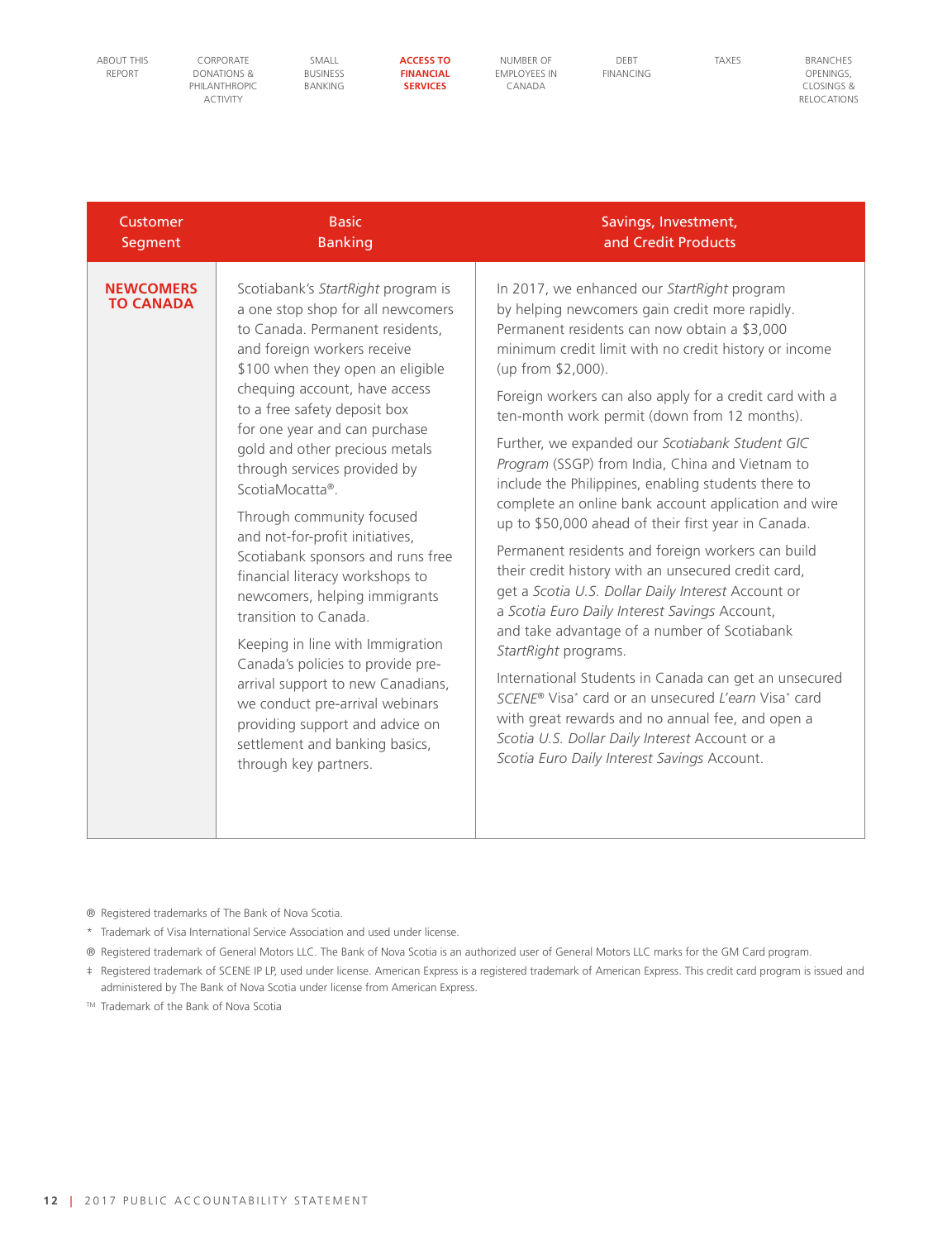| Customer Segment | Basic Banking | Savings, Investment, and Credit Products |
|---|---|---|
| **NEWCOMERS TO CANADA** | Scotiabank's *StartRight* program is a one stop shop for all newcomers to Canada. Permanent residents, and foreign workers receive $100 when they open an eligible chequing account, have access to a free safety deposit box for one year and can purchase gold and other precious metals through services provided by ScotiaMocatta®.<br><br>Through community focused and not-for-profit initiatives, Scotiabank sponsors and runs free financial literacy workshops to newcomers, helping immigrants transition to Canada.<br><br>Keeping in line with Immigration Canada's policies to provide pre-arrival support to new Canadians, we conduct pre-arrival webinars providing support and advice on settlement and banking basics, through key partners. | In 2017, we enhanced our *StartRight* program by helping newcomers gain credit more rapidly. Permanent residents can now obtain a $3,000 minimum credit limit with no credit history or income (up from $2,000).<br><br>Foreign workers can also apply for a credit card with a ten-month work permit (down from 12 months).<br><br>Further, we expanded our *Scotiabank Student GIC Program* (SSGP) from India, China and Vietnam to include the Philippines, enabling students there to complete an online bank account application and wire up to $50,000 ahead of their first year in Canada.<br><br>Permanent residents and foreign workers can build their credit history with an unsecured credit card, get a *Scotia U.S. Dollar Daily Interest* Account or a *Scotia Euro Daily Interest Savings* Account, and take advantage of a number of Scotiabank *StartRight* programs.<br><br>International Students in Canada can get an unsecured *SCENE*® Visa* card or an unsecured *L'earn* Visa* card with great rewards and no annual fee, and open a *Scotia U.S. Dollar Daily Interest* Account or a *Scotia Euro Daily Interest Savings* Account. |

® Registered trademarks of The Bank of Nova Scotia.

\* Trademark of Visa International Service Association and used under license.

® Registered trademark of General Motors LLC. The Bank of Nova Scotia is an authorized user of General Motors LLC marks for the GM Card program.

‡ Registered trademark of SCENE IP LP, used under license. American Express is a registered trademark of American Express. This credit card program is issued and administered by The Bank of Nova Scotia under license from American Express.

TM Trademark of the Bank of Nova Scotia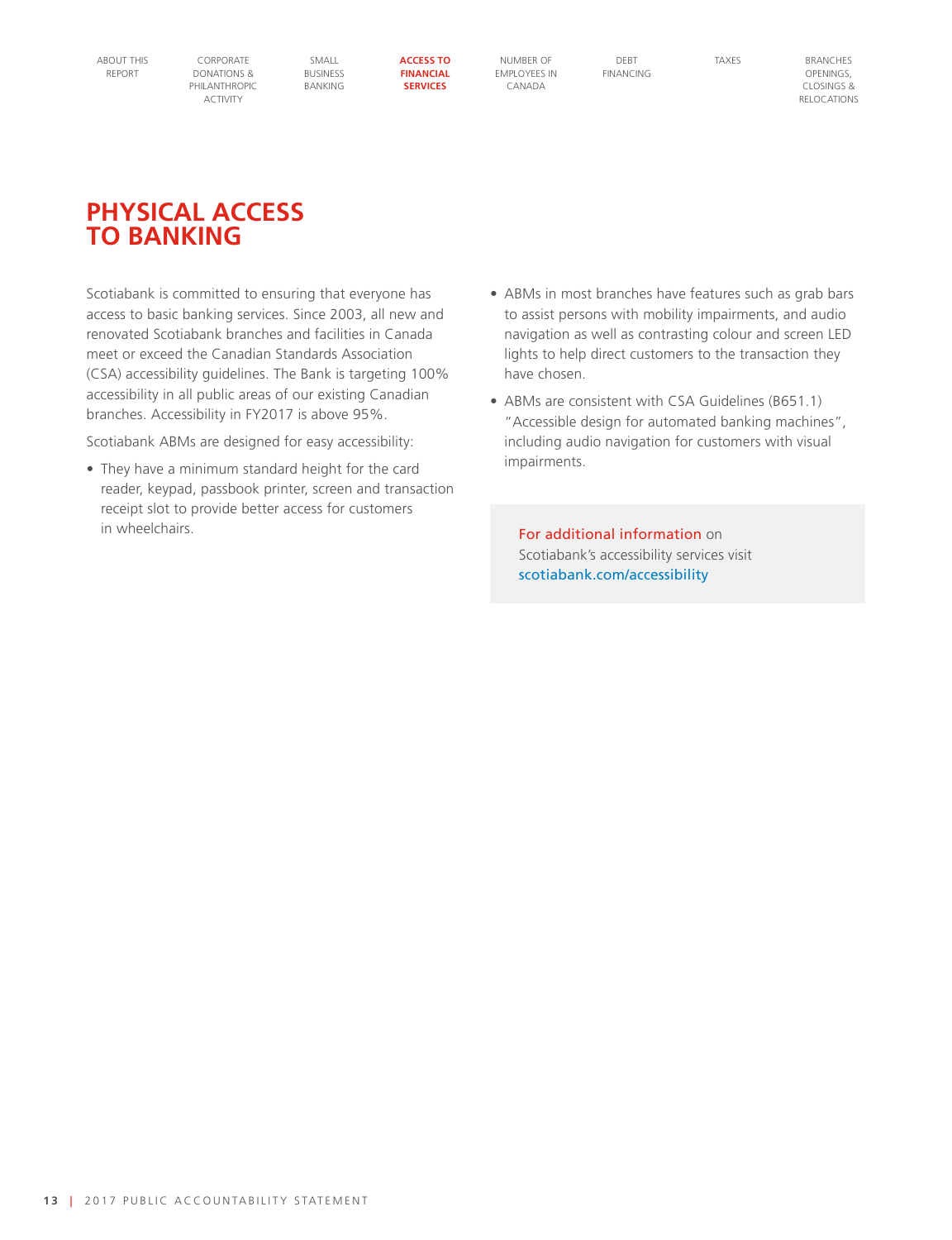# PHYSICAL ACCESS TO BANKING

Scotiabank is committed to ensuring that everyone has access to basic banking services. Since 2003, all new and renovated Scotiabank branches and facilities in Canada meet or exceed the Canadian Standards Association (CSA) accessibility guidelines. The Bank is targeting 100% accessibility in all public areas of our existing Canadian branches. Accessibility in FY2017 is above 95%.

Scotiabank ABMs are designed for easy accessibility:

- They have a minimum standard height for the card reader, keypad, passbook printer, screen and transaction receipt slot to provide better access for customers in wheelchairs.
- ABMs in most branches have features such as grab bars to assist persons with mobility impairments, and audio navigation as well as contrasting colour and screen LED lights to help direct customers to the transaction they have chosen.
- ABMs are consistent with CSA Guidelines (B651.1) "Accessible design for automated banking machines", including audio navigation for customers with visual impairments.

For additional information on Scotiabank's accessibility services visit scotiabank.com/accessibility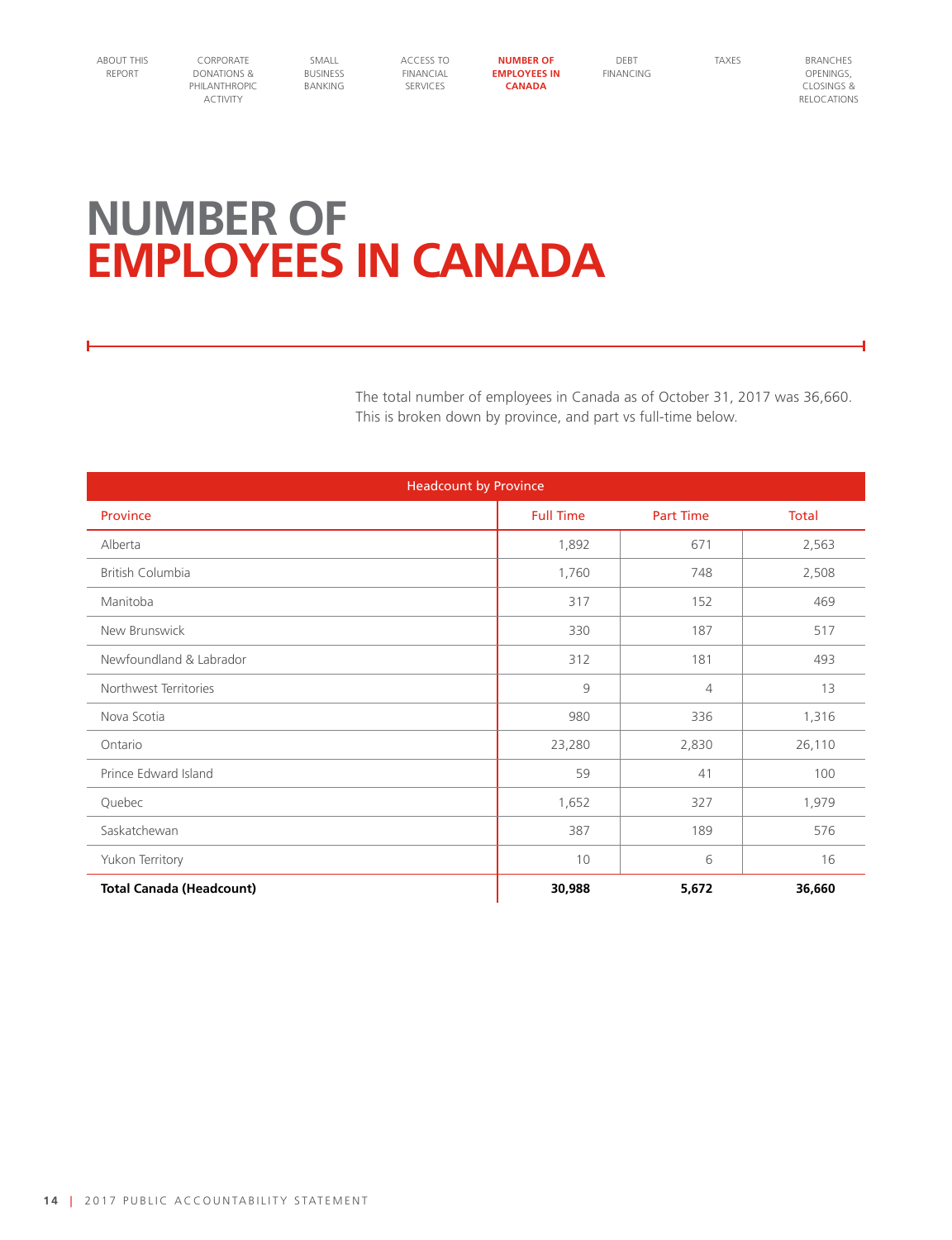# NUMBER OF EMPLOYEES IN CANADA

The total number of employees in Canada as of October 31, 2017 was 36,660. This is broken down by province, and part vs full-time below.

| Headcount by Province | | | |
|---|---|---|---|
| Province | Full Time | Part Time | Total |
| Alberta | 1,892 | 671 | 2,563 |
| British Columbia | 1,760 | 748 | 2,508 |
| Manitoba | 317 | 152 | 469 |
| New Brunswick | 330 | 187 | 517 |
| Newfoundland & Labrador | 312 | 181 | 493 |
| Northwest Territories | 9 | 4 | 13 |
| Nova Scotia | 980 | 336 | 1,316 |
| Ontario | 23,280 | 2,830 | 26,110 |
| Prince Edward Island | 59 | 41 | 100 |
| Quebec | 1,652 | 327 | 1,979 |
| Saskatchewan | 387 | 189 | 576 |
| Yukon Territory | 10 | 6 | 16 |
| **Total Canada (Headcount)** | **30,988** | **5,672** | **36,660** |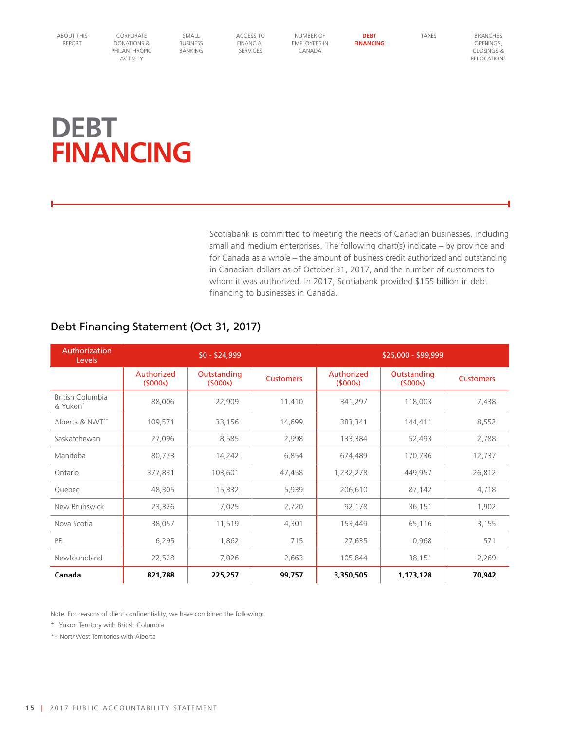# DEBT FINANCING

Scotiabank is committed to meeting the needs of Canadian businesses, including small and medium enterprises. The following chart(s) indicate – by province and for Canada as a whole – the amount of business credit authorized and outstanding in Canadian dollars as of October 31, 2017, and the number of customers to whom it was authorized. In 2017, Scotiabank provided $155 billion in debt financing to businesses in Canada.

## Debt Financing Statement (Oct 31, 2017)

| Authorization Levels | $0 - $24,999 | | | $25,000 - $99,999 | | |
|---|---|---|---|---|---|---|
| | Authorized ($000s) | Outstanding ($000s) | Customers | Authorized ($000s) | Outstanding ($000s) | Customers |
| British Columbia & Yukon* | 88,006 | 22,909 | 11,410 | 341,297 | 118,003 | 7,438 |
| Alberta & NWT** | 109,571 | 33,156 | 14,699 | 383,341 | 144,411 | 8,552 |
| Saskatchewan | 27,096 | 8,585 | 2,998 | 133,384 | 52,493 | 2,788 |
| Manitoba | 80,773 | 14,242 | 6,854 | 674,489 | 170,736 | 12,737 |
| Ontario | 377,831 | 103,601 | 47,458 | 1,232,278 | 449,957 | 26,812 |
| Quebec | 48,305 | 15,332 | 5,939 | 206,610 | 87,142 | 4,718 |
| New Brunswick | 23,326 | 7,025 | 2,720 | 92,178 | 36,151 | 1,902 |
| Nova Scotia | 38,057 | 11,519 | 4,301 | 153,449 | 65,116 | 3,155 |
| PEI | 6,295 | 1,862 | 715 | 27,635 | 10,968 | 571 |
| Newfoundland | 22,528 | 7,026 | 2,663 | 105,844 | 38,151 | 2,269 |
| **Canada** | **821,788** | **225,257** | **99,757** | **3,350,505** | **1,173,128** | **70,942** |

Note: For reasons of client confidentiality, we have combined the following:

* Yukon Territory with British Columbia

** NorthWest Territories with Alberta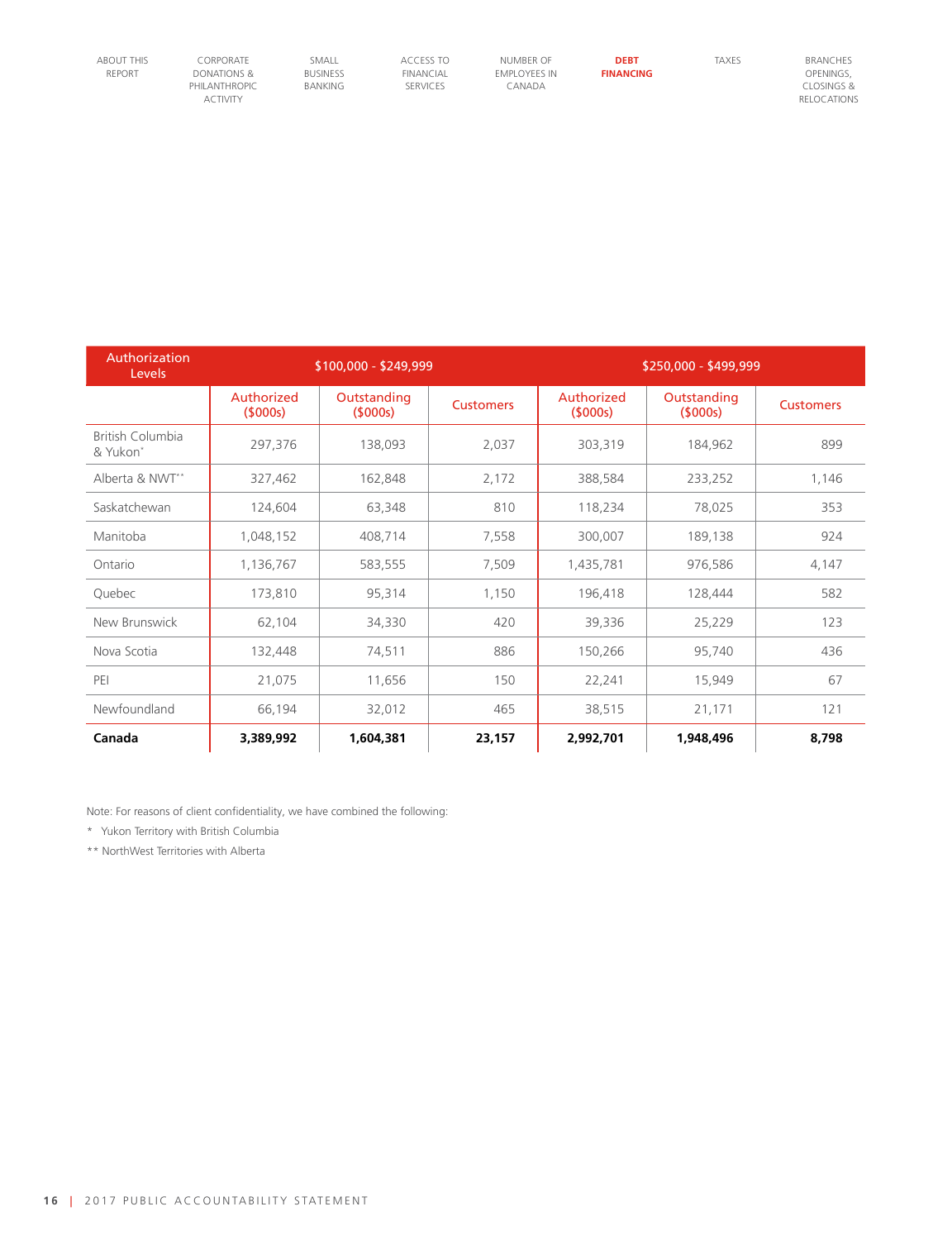| Authorization Levels | $100,000 - $249,999 | | | $250,000 - $499,999 | | |
|---|---|---|---|---|---|---|
| | Authorized ($000s) | Outstanding ($000s) | Customers | Authorized ($000s) | Outstanding ($000s) | Customers |
| British Columbia & Yukon* | 297,376 | 138,093 | 2,037 | 303,319 | 184,962 | 899 |
| Alberta & NWT** | 327,462 | 162,848 | 2,172 | 388,584 | 233,252 | 1,146 |
| Saskatchewan | 124,604 | 63,348 | 810 | 118,234 | 78,025 | 353 |
| Manitoba | 1,048,152 | 408,714 | 7,558 | 300,007 | 189,138 | 924 |
| Ontario | 1,136,767 | 583,555 | 7,509 | 1,435,781 | 976,586 | 4,147 |
| Quebec | 173,810 | 95,314 | 1,150 | 196,418 | 128,444 | 582 |
| New Brunswick | 62,104 | 34,330 | 420 | 39,336 | 25,229 | 123 |
| Nova Scotia | 132,448 | 74,511 | 886 | 150,266 | 95,740 | 436 |
| PEI | 21,075 | 11,656 | 150 | 22,241 | 15,949 | 67 |
| Newfoundland | 66,194 | 32,012 | 465 | 38,515 | 21,171 | 121 |
| **Canada** | **3,389,992** | **1,604,381** | **23,157** | **2,992,701** | **1,948,496** | **8,798** |

Note: For reasons of client confidentiality, we have combined the following:

\* Yukon Territory with British Columbia

** NorthWest Territories with Alberta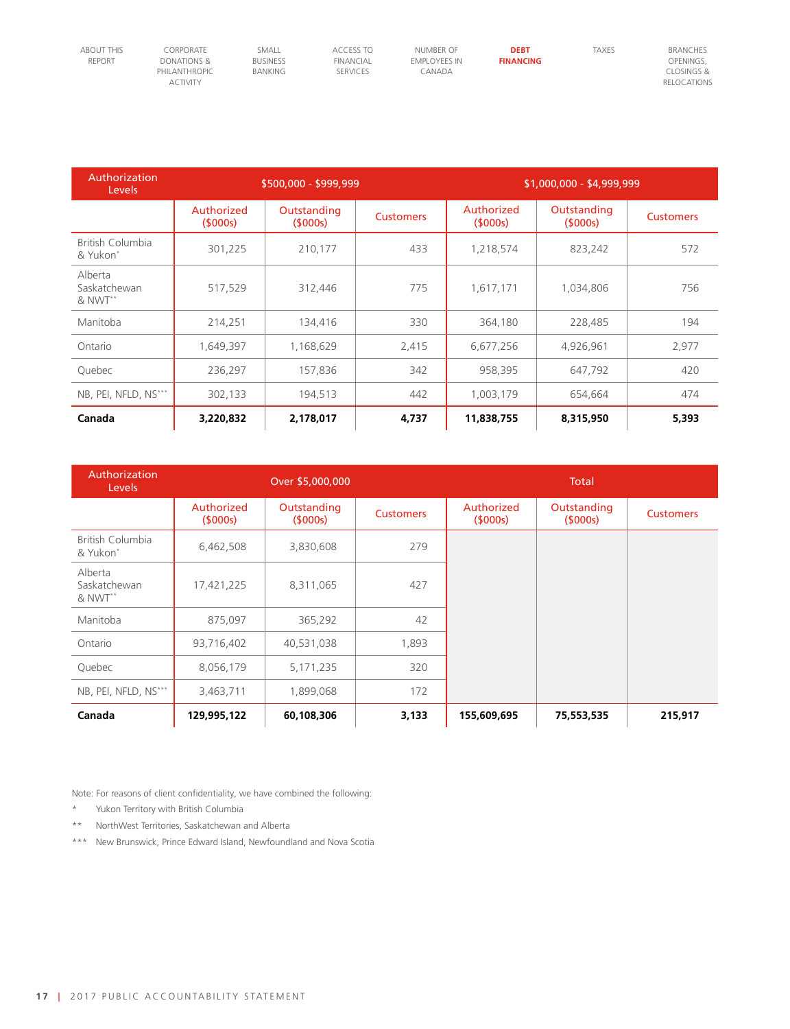| Authorization Levels | $500,000 - $999,999 | | | $1,000,000 - $4,999,999 | | |
|---|---|---|---|---|---|---|
| | Authorized ($000s) | Outstanding ($000s) | Customers | Authorized ($000s) | Outstanding ($000s) | Customers |
| British Columbia & Yukon* | 301,225 | 210,177 | 433 | 1,218,574 | 823,242 | 572 |
| Alberta Saskatchewan & NWT** | 517,529 | 312,446 | 775 | 1,617,171 | 1,034,806 | 756 |
| Manitoba | 214,251 | 134,416 | 330 | 364,180 | 228,485 | 194 |
| Ontario | 1,649,397 | 1,168,629 | 2,415 | 6,677,256 | 4,926,961 | 2,977 |
| Quebec | 236,297 | 157,836 | 342 | 958,395 | 647,792 | 420 |
| NB, PEI, NFLD, NS*** | 302,133 | 194,513 | 442 | 1,003,179 | 654,664 | 474 |
| **Canada** | **3,220,832** | **2,178,017** | **4,737** | **11,838,755** | **8,315,950** | **5,393** |

| Authorization Levels | Over $5,000,000 | | | Total | | |
|---|---|---|---|---|---|---|
| | Authorized ($000s) | Outstanding ($000s) | Customers | Authorized ($000s) | Outstanding ($000s) | Customers |
| British Columbia & Yukon* | 6,462,508 | 3,830,608 | 279 | | | |
| Alberta Saskatchewan & NWT** | 17,421,225 | 8,311,065 | 427 | | | |
| Manitoba | 875,097 | 365,292 | 42 | | | |
| Ontario | 93,716,402 | 40,531,038 | 1,893 | | | |
| Quebec | 8,056,179 | 5,171,235 | 320 | | | |
| NB, PEI, NFLD, NS*** | 3,463,711 | 1,899,068 | 172 | | | |
| **Canada** | **129,995,122** | **60,108,306** | **3,133** | **155,609,695** | **75,553,535** | **215,917** |

Note: For reasons of client confidentiality, we have combined the following:

\* Yukon Territory with British Columbia

\** NorthWest Territories, Saskatchewan and Alberta

\*** New Brunswick, Prince Edward Island, Newfoundland and Nova Scotia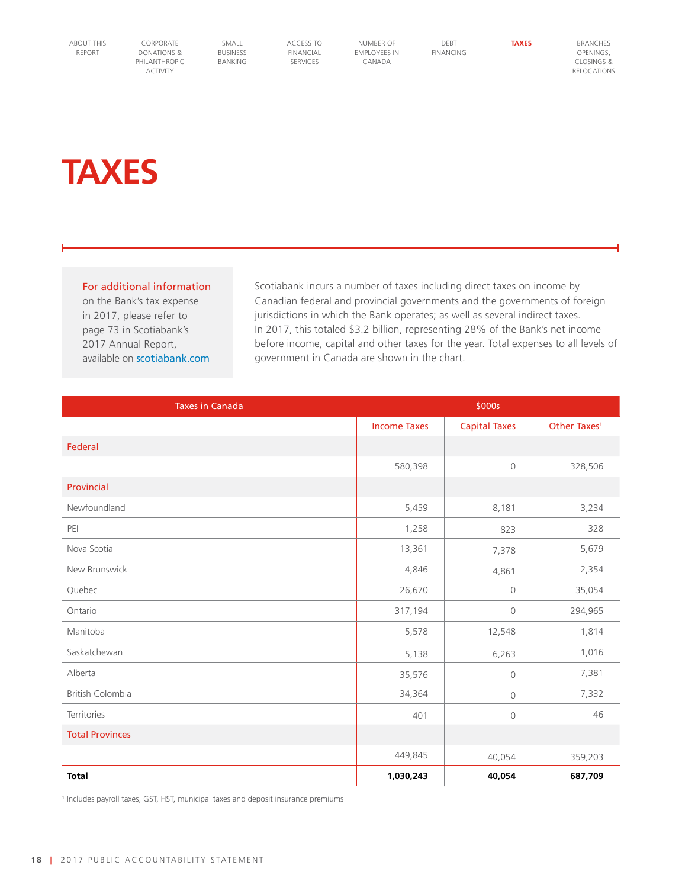# TAXES

**For additional information** on the Bank's tax expense in 2017, please refer to page 73 in Scotiabank's 2017 Annual Report, available on scotiabank.com

Scotiabank incurs a number of taxes including direct taxes on income by Canadian federal and provincial governments and the governments of foreign jurisdictions in which the Bank operates; as well as several indirect taxes. In 2017, this totaled $3.2 billion, representing 28% of the Bank's net income before income, capital and other taxes for the year. Total expenses to all levels of government in Canada are shown in the chart.

| Taxes in Canada | $000s | | |
|---|---|---|---|
| | Income Taxes | Capital Taxes | Other Taxes[1] |
| **Federal** | | | |
| | 580,398 | 0 | 328,506 |
| **Provincial** | | | |
| Newfoundland | 5,459 | 8,181 | 3,234 |
| PEI | 1,258 | 823 | 328 |
| Nova Scotia | 13,361 | 7,378 | 5,679 |
| New Brunswick | 4,846 | 4,861 | 2,354 |
| Quebec | 26,670 | 0 | 35,054 |
| Ontario | 317,194 | 0 | 294,965 |
| Manitoba | 5,578 | 12,548 | 1,814 |
| Saskatchewan | 5,138 | 6,263 | 1,016 |
| Alberta | 35,576 | 0 | 7,381 |
| British Colombia | 34,364 | 0 | 7,332 |
| Territories | 401 | 0 | 46 |
| **Total Provinces** | | | |
| | 449,845 | 40,054 | 359,203 |
| **Total** | **1,030,243** | **40,054** | **687,709** |

[1] Includes payroll taxes, GST, HST, municipal taxes and deposit insurance premiums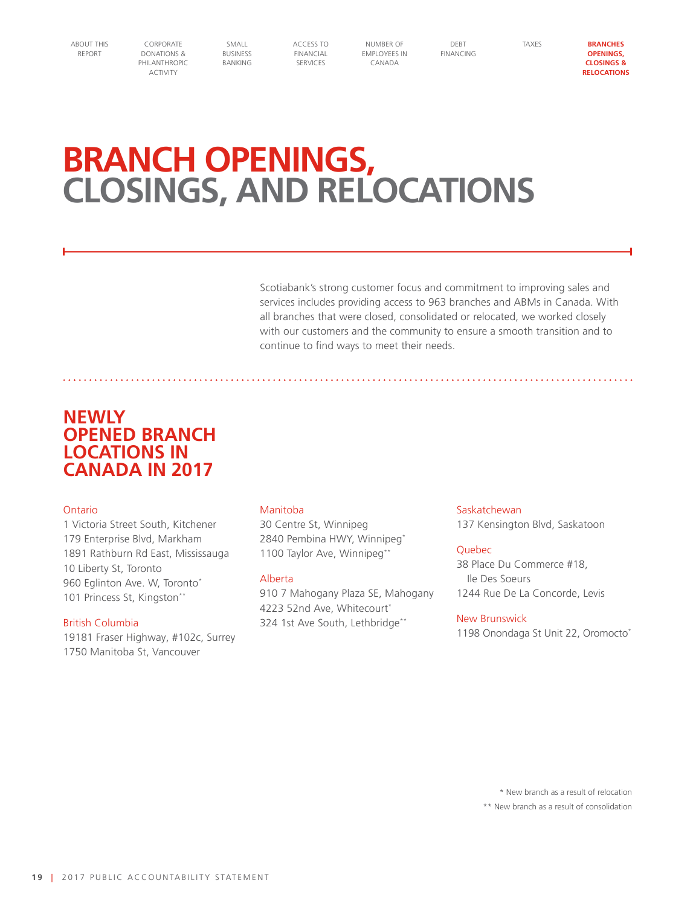# BRANCH OPENINGS, CLOSINGS, AND RELOCATIONS

Scotiabank's strong customer focus and commitment to improving sales and services includes providing access to 963 branches and ABMs in Canada. With all branches that were closed, consolidated or relocated, we worked closely with our customers and the community to ensure a smooth transition and to continue to find ways to meet their needs.

## NEWLY OPENED BRANCH LOCATIONS IN CANADA IN 2017

**Ontario**
1 Victoria Street South, Kitchener
179 Enterprise Blvd, Markham
1891 Rathburn Rd East, Mississauga
10 Liberty St, Toronto
960 Eglinton Ave. W, Toronto*
101 Princess St, Kingston**

**British Columbia**
19181 Fraser Highway, #102c, Surrey
1750 Manitoba St, Vancouver

**Manitoba**
30 Centre St, Winnipeg
2840 Pembina HWY, Winnipeg*
1100 Taylor Ave, Winnipeg**

**Alberta**
910 7 Mahogany Plaza SE, Mahogany
4223 52nd Ave, Whitecourt*
324 1st Ave South, Lethbridge**

**Saskatchewan**
137 Kensington Blvd, Saskatoon

**Quebec**
38 Place Du Commerce #18, Ile Des Soeurs
1244 Rue De La Concorde, Levis

**New Brunswick**
1198 Onondaga St Unit 22, Oromocto*

\* New branch as a result of relocation
\** New branch as a result of consolidation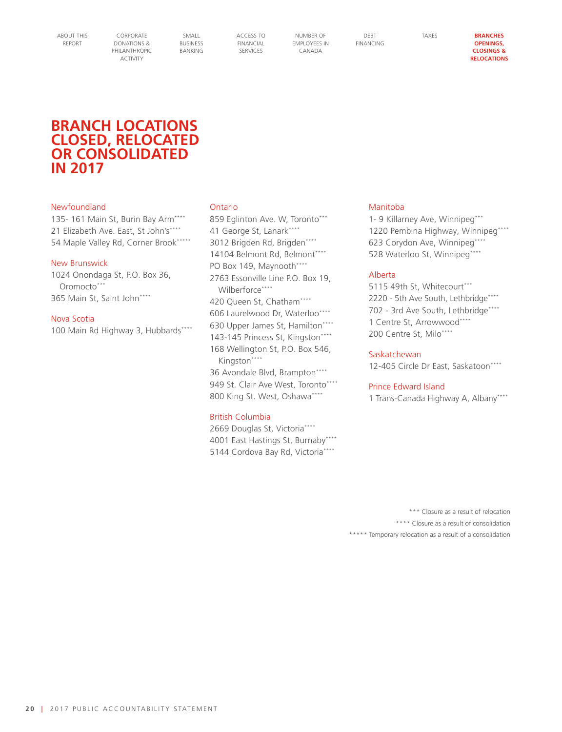# BRANCH LOCATIONS CLOSED, RELOCATED OR CONSOLIDATED IN 2017

## Newfoundland

135- 161 Main St, Burin Bay Arm****
21 Elizabeth Ave. East, St John's****
54 Maple Valley Rd, Corner Brook*****

## New Brunswick

1024 Onondaga St, P.O. Box 36, Oromocto***
365 Main St, Saint John****

## Nova Scotia

100 Main Rd Highway 3, Hubbards****

## Ontario

859 Eglinton Ave. W, Toronto***
41 George St, Lanark****
3012 Brigden Rd, Brigden****
14104 Belmont Rd, Belmont****
PO Box 149, Maynooth****
2763 Essonville Line P.O. Box 19, Wilberforce****
420 Queen St, Chatham****
606 Laurelwood Dr, Waterloo****
630 Upper James St, Hamilton****
143-145 Princess St, Kingston****
168 Wellington St, P.O. Box 546, Kingston****
36 Avondale Blvd, Brampton****
949 St. Clair Ave West, Toronto****
800 King St. West, Oshawa****

## British Columbia

2669 Douglas St, Victoria****
4001 East Hastings St, Burnaby****
5144 Cordova Bay Rd, Victoria****

## Manitoba

1- 9 Killarney Ave, Winnipeg***
1220 Pembina Highway, Winnipeg****
623 Corydon Ave, Winnipeg****
528 Waterloo St, Winnipeg****

## Alberta

5115 49th St, Whitecourt***
2220 - 5th Ave South, Lethbridge****
702 - 3rd Ave South, Lethbridge****
1 Centre St, Arrowwood****
200 Centre St, Milo****

## Saskatchewan

12-405 Circle Dr East, Saskatoon****

## Prince Edward Island

1 Trans-Canada Highway A, Albany****

*** Closure as a result of relocation
**** Closure as a result of consolidation
***** Temporary relocation as a result of a consolidation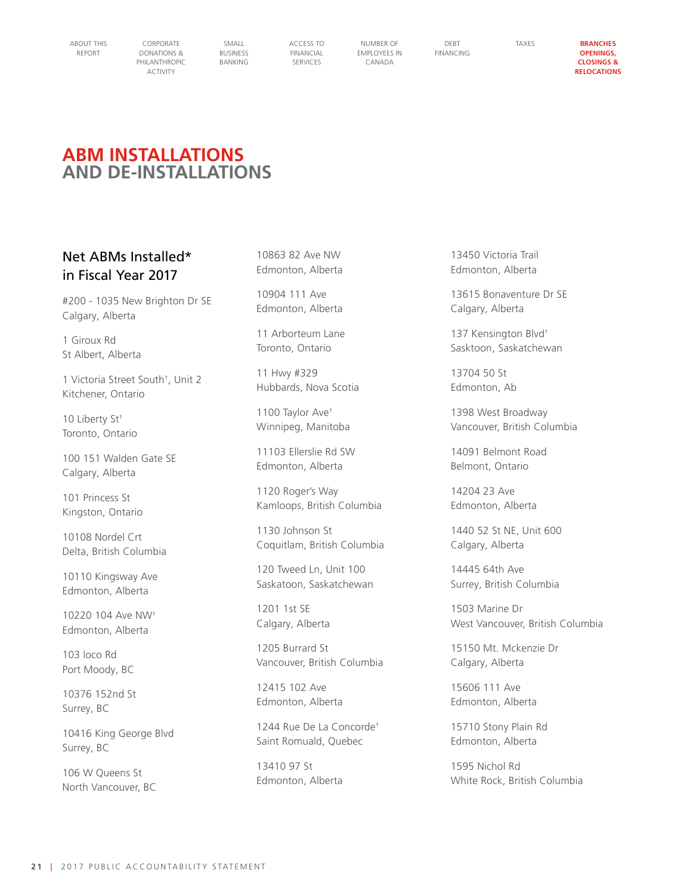# ABM INSTALLATIONS AND DE-INSTALLATIONS

## Net ABMs Installed* in Fiscal Year 2017

#200 - 1035 New Brighton Dr SE
Calgary, Alberta

1 Giroux Rd
St Albert, Alberta

1 Victoria Street South†, Unit 2
Kitchener, Ontario

10 Liberty St†
Toronto, Ontario

100 151 Walden Gate SE
Calgary, Alberta

101 Princess St
Kingston, Ontario

10108 Nordel Crt
Delta, British Columbia

10110 Kingsway Ave
Edmonton, Alberta

10220 104 Ave NW†
Edmonton, Alberta

103 Ioco Rd
Port Moody, BC

10376 152nd St
Surrey, BC

10416 King George Blvd
Surrey, BC

106 W Queens St
North Vancouver, BC

10863 82 Ave NW
Edmonton, Alberta

10904 111 Ave
Edmonton, Alberta

11 Arborteum Lane
Toronto, Ontario

11 Hwy #329
Hubbards, Nova Scotia

1100 Taylor Ave†
Winnipeg, Manitoba

11103 Ellerslie Rd SW
Edmonton, Alberta

1120 Roger's Way
Kamloops, British Columbia

1130 Johnson St
Coquitlam, British Columbia

120 Tweed Ln, Unit 100
Saskatoon, Saskatchewan

1201 1st SE
Calgary, Alberta

1205 Burrard St
Vancouver, British Columbia

12415 102 Ave
Edmonton, Alberta

1244 Rue De La Concorde†
Saint Romuald, Quebec

13410 97 St
Edmonton, Alberta

13450 Victoria Trail
Edmonton, Alberta

13615 Bonaventure Dr SE
Calgary, Alberta

137 Kensington Blvd†
Sasktoon, Saskatchewan

13704 50 St
Edmonton, Ab

1398 West Broadway
Vancouver, British Columbia

14091 Belmont Road
Belmont, Ontario

14204 23 Ave
Edmonton, Alberta

1440 52 St NE, Unit 600
Calgary, Alberta

14445 64th Ave
Surrey, British Columbia

1503 Marine Dr
West Vancouver, British Columbia

15150 Mt. Mckenzie Dr
Calgary, Alberta

15606 111 Ave
Edmonton, Alberta

15710 Stony Plain Rd
Edmonton, Alberta

1595 Nichol Rd
White Rock, British Columbia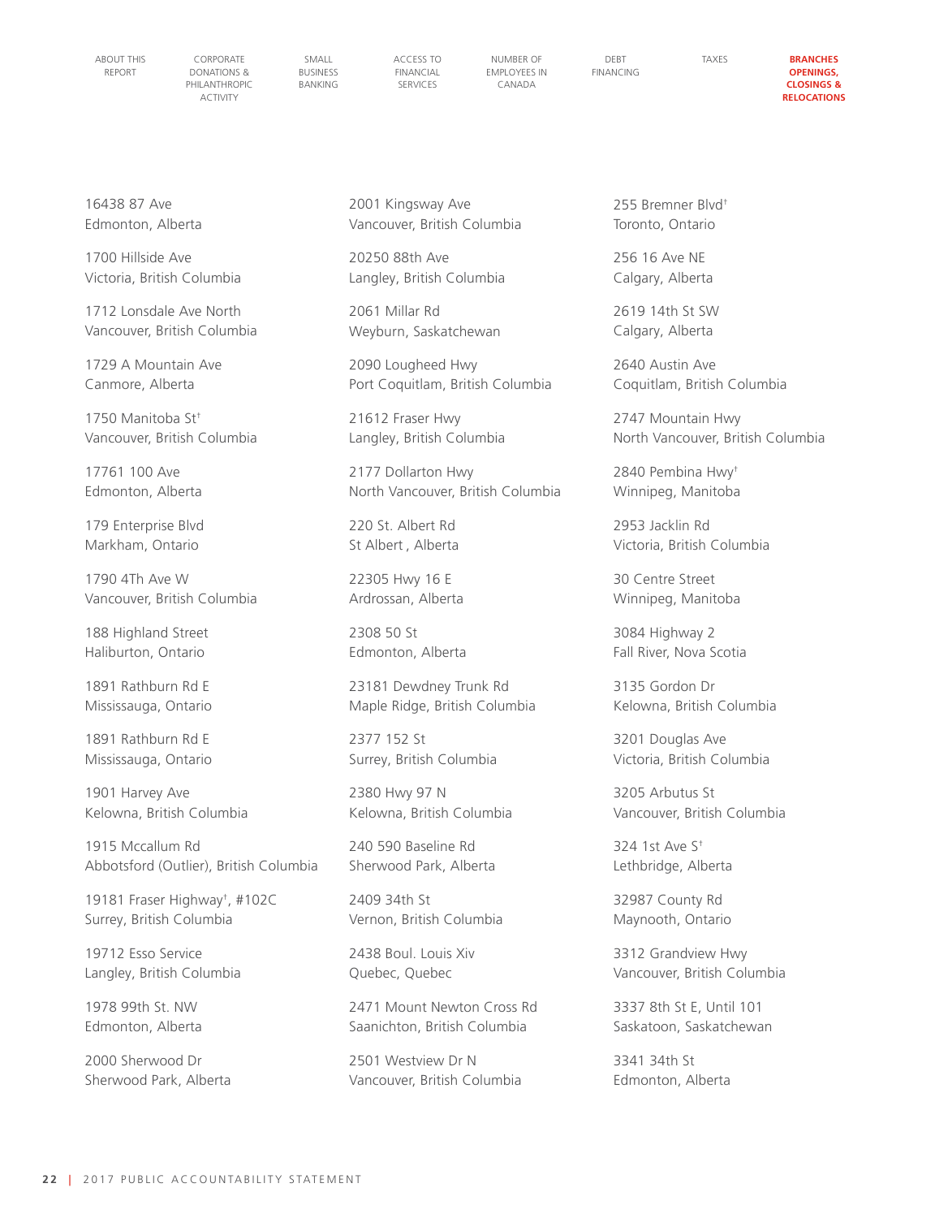16438 87 Ave
Edmonton, Alberta

1700 Hillside Ave
Victoria, British Columbia

1712 Lonsdale Ave North
Vancouver, British Columbia

1729 A Mountain Ave
Canmore, Alberta

1750 Manitoba St†
Vancouver, British Columbia

17761 100 Ave
Edmonton, Alberta

179 Enterprise Blvd
Markham, Ontario

1790 4Th Ave W
Vancouver, British Columbia

188 Highland Street
Haliburton, Ontario

1891 Rathburn Rd E
Mississauga, Ontario

1891 Rathburn Rd E
Mississauga, Ontario

1901 Harvey Ave
Kelowna, British Columbia

1915 Mccallum Rd
Abbotsford (Outlier), British Columbia

19181 Fraser Highway†, #102C
Surrey, British Columbia

19712 Esso Service
Langley, British Columbia

1978 99th St. NW
Edmonton, Alberta

2000 Sherwood Dr
Sherwood Park, Alberta

2001 Kingsway Ave
Vancouver, British Columbia

20250 88th Ave
Langley, British Columbia

2061 Millar Rd
Weyburn, Saskatchewan

2090 Lougheed Hwy
Port Coquitlam, British Columbia

21612 Fraser Hwy
Langley, British Columbia

2177 Dollarton Hwy
North Vancouver, British Columbia

220 St. Albert Rd
St Albert , Alberta

22305 Hwy 16 E
Ardrossan, Alberta

2308 50 St
Edmonton, Alberta

23181 Dewdney Trunk Rd
Maple Ridge, British Columbia

2377 152 St
Surrey, British Columbia

2380 Hwy 97 N
Kelowna, British Columbia

240 590 Baseline Rd
Sherwood Park, Alberta

2409 34th St
Vernon, British Columbia

2438 Boul. Louis Xiv
Quebec, Quebec

2471 Mount Newton Cross Rd
Saanichton, British Columbia

2501 Westview Dr N
Vancouver, British Columbia

255 Bremner Blvd†
Toronto, Ontario

256 16 Ave NE
Calgary, Alberta

2619 14th St SW
Calgary, Alberta

2640 Austin Ave
Coquitlam, British Columbia

2747 Mountain Hwy
North Vancouver, British Columbia

2840 Pembina Hwy†
Winnipeg, Manitoba

2953 Jacklin Rd
Victoria, British Columbia

30 Centre Street
Winnipeg, Manitoba

3084 Highway 2
Fall River, Nova Scotia

3135 Gordon Dr
Kelowna, British Columbia

3201 Douglas Ave
Victoria, British Columbia

3205 Arbutus St
Vancouver, British Columbia

324 1st Ave S†
Lethbridge, Alberta

32987 County Rd
Maynooth, Ontario

3312 Grandview Hwy
Vancouver, British Columbia

3337 8th St E, Until 101
Saskatoon, Saskatchewan

3341 34th St
Edmonton, Alberta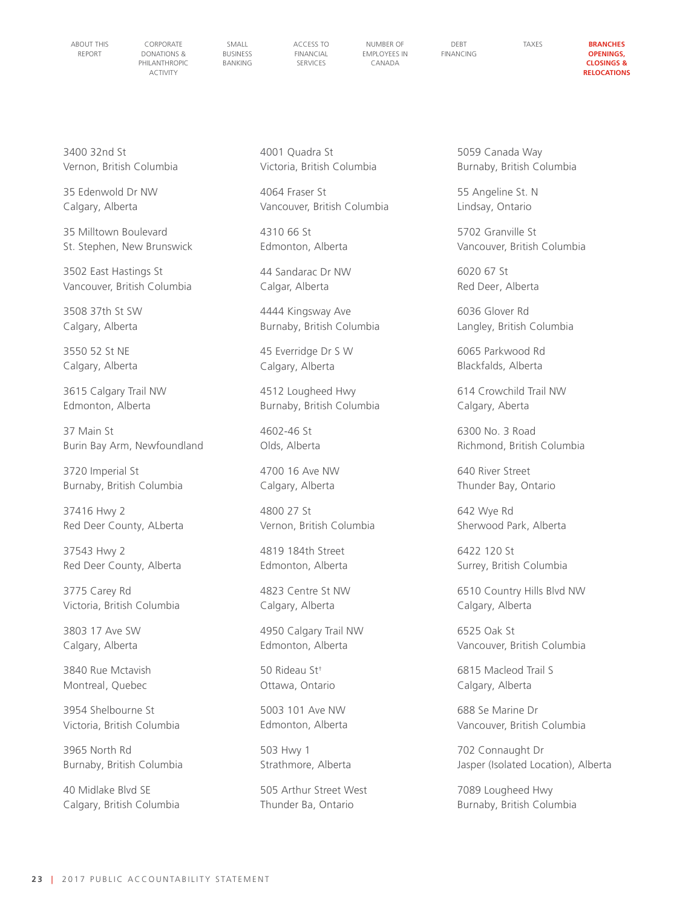3400 32nd St
Vernon, British Columbia

35 Edenwold Dr NW
Calgary, Alberta

35 Milltown Boulevard
St. Stephen, New Brunswick

3502 East Hastings St
Vancouver, British Columbia

3508 37th St SW
Calgary, Alberta

3550 52 St NE
Calgary, Alberta

3615 Calgary Trail NW
Edmonton, Alberta

37 Main St
Burin Bay Arm, Newfoundland

3720 Imperial St
Burnaby, British Columbia

37416 Hwy 2
Red Deer County, ALberta

37543 Hwy 2
Red Deer County, Alberta

3775 Carey Rd
Victoria, British Columbia

3803 17 Ave SW
Calgary, Alberta

3840 Rue Mctavish
Montreal, Quebec

3954 Shelbourne St
Victoria, British Columbia

3965 North Rd
Burnaby, British Columbia

40 Midlake Blvd SE
Calgary, British Columbia

4001 Quadra St
Victoria, British Columbia

4064 Fraser St
Vancouver, British Columbia

4310 66 St
Edmonton, Alberta

44 Sandarac Dr NW
Calgar, Alberta

4444 Kingsway Ave
Burnaby, British Columbia

45 Everridge Dr S W
Calgary, Alberta

4512 Lougheed Hwy
Burnaby, British Columbia

4602-46 St
Olds, Alberta

4700 16 Ave NW
Calgary, Alberta

4800 27 St
Vernon, British Columbia

4819 184th Street
Edmonton, Alberta

4823 Centre St NW
Calgary, Alberta

4950 Calgary Trail NW
Edmonton, Alberta

50 Rideau St†
Ottawa, Ontario

5003 101 Ave NW
Edmonton, Alberta

503 Hwy 1
Strathmore, Alberta

505 Arthur Street West
Thunder Ba, Ontario

5059 Canada Way
Burnaby, British Columbia

55 Angeline St. N
Lindsay, Ontario

5702 Granville St
Vancouver, British Columbia

6020 67 St
Red Deer, Alberta

6036 Glover Rd
Langley, British Columbia

6065 Parkwood Rd
Blackfalds, Alberta

614 Crowchild Trail NW
Calgary, Aberta

6300 No. 3 Road
Richmond, British Columbia

640 River Street
Thunder Bay, Ontario

642 Wye Rd
Sherwood Park, Alberta

6422 120 St
Surrey, British Columbia

6510 Country Hills Blvd NW
Calgary, Alberta

6525 Oak St
Vancouver, British Columbia

6815 Macleod Trail S
Calgary, Alberta

688 Se Marine Dr
Vancouver, British Columbia

702 Connaught Dr
Jasper (Isolated Location), Alberta

7089 Lougheed Hwy
Burnaby, British Columbia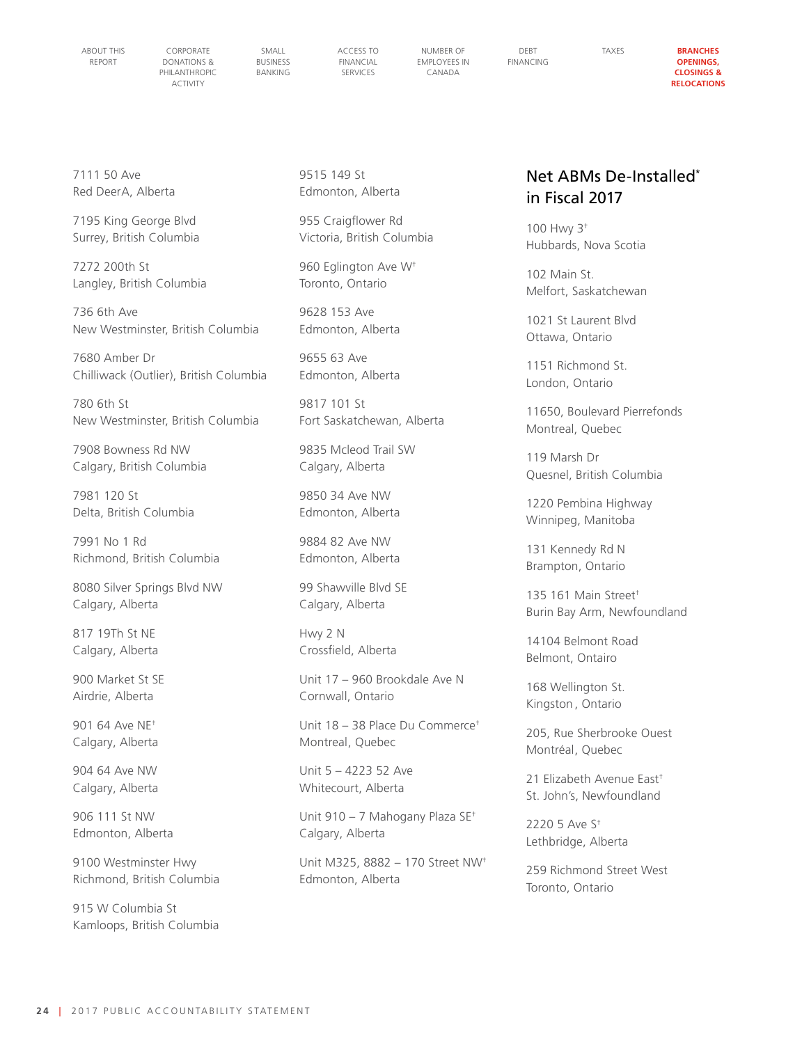7111 50 Ave
Red DeerA, Alberta

7195 King George Blvd
Surrey, British Columbia

7272 200th St
Langley, British Columbia

736 6th Ave
New Westminster, British Columbia

7680 Amber Dr
Chilliwack (Outlier), British Columbia

780 6th St
New Westminster, British Columbia

7908 Bowness Rd NW
Calgary, British Columbia

7981 120 St
Delta, British Columbia

7991 No 1 Rd
Richmond, British Columbia

8080 Silver Springs Blvd NW
Calgary, Alberta

817 19Th St NE
Calgary, Alberta

900 Market St SE
Airdrie, Alberta

901 64 Ave NE†
Calgary, Alberta

904 64 Ave NW
Calgary, Alberta

906 111 St NW
Edmonton, Alberta

9100 Westminster Hwy
Richmond, British Columbia

915 W Columbia St
Kamloops, British Columbia

9515 149 St
Edmonton, Alberta

955 Craigflower Rd
Victoria, British Columbia

960 Eglington Ave W†
Toronto, Ontario

9628 153 Ave
Edmonton, Alberta

9655 63 Ave
Edmonton, Alberta

9817 101 St
Fort Saskatchewan, Alberta

9835 Mcleod Trail SW
Calgary, Alberta

9850 34 Ave NW
Edmonton, Alberta

9884 82 Ave NW
Edmonton, Alberta

99 Shawville Blvd SE
Calgary, Alberta

Hwy 2 N
Crossfield, Alberta

Unit 17 – 960 Brookdale Ave N
Cornwall, Ontario

Unit 18 – 38 Place Du Commerce†
Montreal, Quebec

Unit 5 – 4223 52 Ave
Whitecourt, Alberta

Unit 910 – 7 Mahogany Plaza SE†
Calgary, Alberta

Unit M325, 8882 – 170 Street NW†
Edmonton, Alberta

## Net ABMs De-Installed* in Fiscal 2017

100 Hwy 3†
Hubbards, Nova Scotia

102 Main St.
Melfort, Saskatchewan

1021 St Laurent Blvd
Ottawa, Ontario

1151 Richmond St.
London, Ontario

11650, Boulevard Pierrefonds
Montreal, Quebec

119 Marsh Dr
Quesnel, British Columbia

1220 Pembina Highway
Winnipeg, Manitoba

131 Kennedy Rd N
Brampton, Ontario

135 161 Main Street†
Burin Bay Arm, Newfoundland

14104 Belmont Road
Belmont, Ontairo

168 Wellington St.
Kingston , Ontario

205, Rue Sherbrooke Ouest
Montréal, Quebec

21 Elizabeth Avenue East†
St. John's, Newfoundland

2220 5 Ave S†
Lethbridge, Alberta

259 Richmond Street West
Toronto, Ontario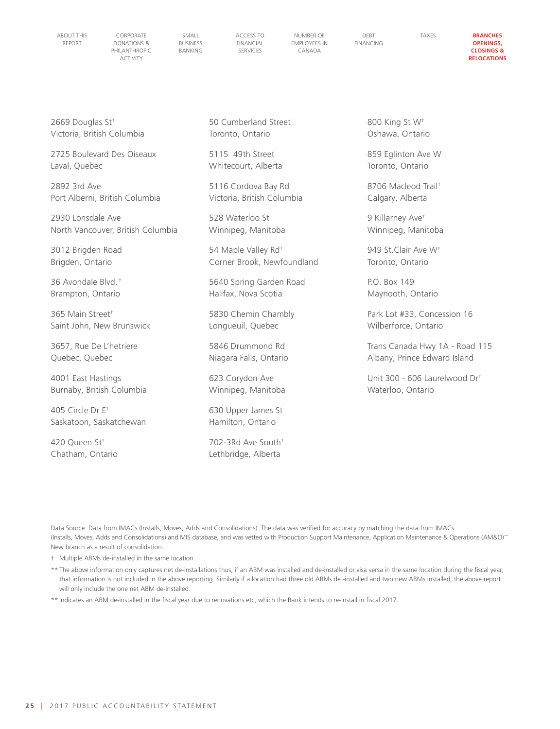2669 Douglas St†
Victoria, British Columbia

2725 Boulevard Des Oiseaux
Laval, Quebec

2892 3rd Ave
Port Alberni, British Columbia

2930 Lonsdale Ave
North Vancouver, British Columbia

3012 Brigden Road
Brigden, Ontario

36 Avondale Blvd. †
Brampton, Ontario

365 Main Street†
Saint John, New Brunswick

3657, Rue De L'hetriere
Quebec, Quebec

4001 East Hastings
Burnaby, British Columbia

405 Circle Dr E†
Saskatoon, Saskatchewan

420 Queen St†
Chatham, Ontario

50 Cumberland Street
Toronto, Ontario

5115 49th Street
Whitecourt, Alberta

5116 Cordova Bay Rd
Victoria, British Columbia

528 Waterloo St
Winnipeg, Manitoba

54 Maple Valley Rd†
Corner Brook, Newfoundland

5640 Spring Garden Road
Halifax, Nova Scotia

5830 Chemin Chambly
Longueuil, Quebec

5846 Drummond Rd
Niagara Falls, Ontario

623 Corydon Ave
Winnipeg, Manitoba

630 Upper James St
Hamilton, Ontario

702-3Rd Ave South†
Lethbridge, Alberta

800 King St W†
Oshawa, Ontario

859 Eglinton Ave W
Toronto, Ontario

8706 Macleod Trail†
Calgary, Alberta

9 Killarney Ave†
Winnipeg, Manitoba

949 St.Clair Ave W†
Toronto, Ontario

P.O. Box 149
Maynooth, Ontario

Park Lot #33, Concession 16
Wilberforce, Ontario

Trans Canada Hwy 1A - Road 115
Albany, Prince Edward Island

Unit 300 - 606 Laurelwood Dr†
Waterloo, Ontario

Data Source: Data from IMACs (Installs, Moves, Adds and Consolidations). The data was verified for accuracy by matching the data from IMACs (Installs, Moves, Adds and Consolidations) and MIS database, and was vetted with Production Support Maintenance, Application Maintenance & Operations (AM&O)** New branch as a result of consolidation.

† Multiple ABMs de-installed in the same location.

** The above information only captures net de-installations thus, if an ABM was installed and de-installed or visa versa in the same location during the fiscal year, that information is not included in the above reporting. Similarly if a location had three old ABMs de -installed and two new ABMs installed, the above report will only include the one net ABM de-installed.

** Indicates an ABM de-installed in the fiscal year due to renovations etc, which the Bank intends to re-install in fiscal 2017.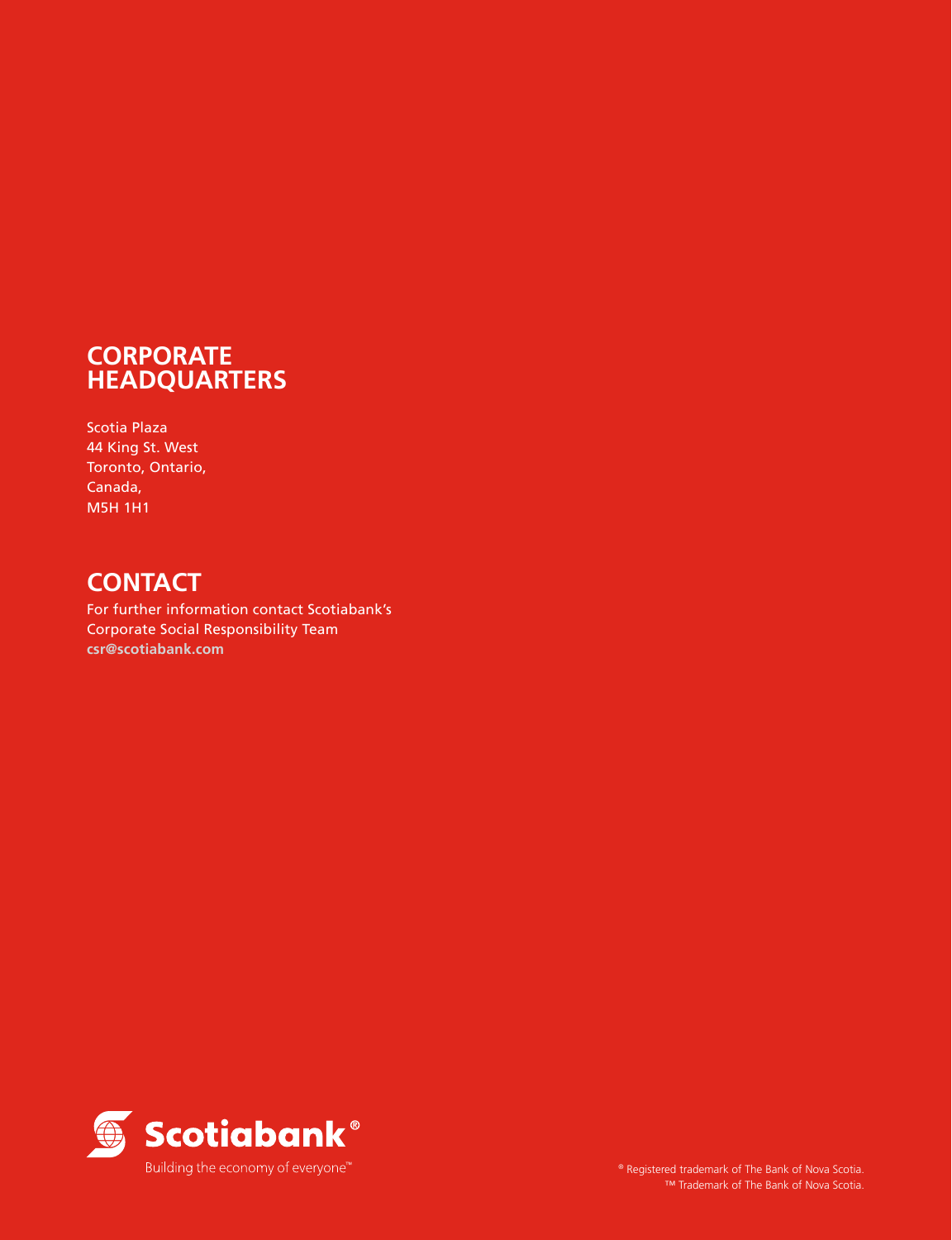## CORPORATE HEADQUARTERS

Scotia Plaza
44 King St. West
Toronto, Ontario,
Canada,
M5H 1H1

## CONTACT

For further information contact Scotiabank's Corporate Social Responsibility Team
**csr@scotiabank.com**

Scotiabank®
Building the economy of everyone™

® Registered trademark of The Bank of Nova Scotia.
™ Trademark of The Bank of Nova Scotia.